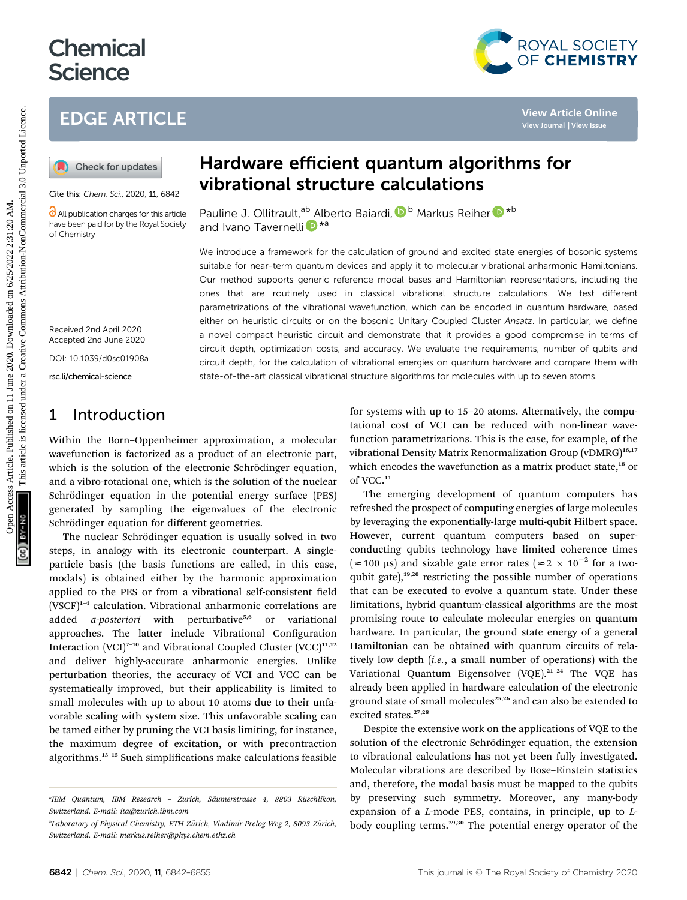Chemical Science

EDGE ARTICLE

Cite this: *Chem. Sci.*, 2020, **11**, 6842

All publication charges for this article have been paid for by the Royal Society of Chemistry

Received 2nd April 2020
Accepted 2nd June 2020

DOI: 10.1039/d0sc01908a

rsc.li/chemical-science

# Hardware efficient quantum algorithms for vibrational structure calculations

Pauline J. Ollitrault,[ab] Alberto Baiardi,[b] Markus Reiher*[b] and Ivano Tavernelli*[a]

We introduce a framework for the calculation of ground and excited state energies of bosonic systems suitable for near-term quantum devices and apply it to molecular vibrational anharmonic Hamiltonians. Our method supports generic reference modal bases and Hamiltonian representations, including the ones that are routinely used in classical vibrational structure calculations. We test different parametrizations of the vibrational wavefunction, which can be encoded in quantum hardware, based either on heuristic circuits or on the bosonic Unitary Coupled Cluster *Ansatz*. In particular, we define a novel compact heuristic circuit and demonstrate that it provides a good compromise in terms of circuit depth, optimization costs, and accuracy. We evaluate the requirements, number of qubits and circuit depth, for the calculation of vibrational energies on quantum hardware and compare them with state-of-the-art classical vibrational structure algorithms for molecules with up to seven atoms.

## 1 Introduction

Within the Born–Oppenheimer approximation, a molecular wavefunction is factorized as a product of an electronic part, which is the solution of the electronic Schrödinger equation, and a vibro-rotational one, which is the solution of the nuclear Schrödinger equation in the potential energy surface (PES) generated by sampling the eigenvalues of the electronic Schrödinger equation for different geometries.

The nuclear Schrödinger equation is usually solved in two steps, in analogy with its electronic counterpart. A single-particle basis (the basis functions are called, in this case, modals) is obtained either by the harmonic approximation applied to the PES or from a vibrational self-consistent field (VSCF)[1–4] calculation. Vibrational anharmonic correlations are added *a-posteriori* with perturbative[5,6] or variational approaches. The latter include Vibrational Configuration Interaction (VCI)[7–10] and Vibrational Coupled Cluster (VCC)[11,12] and deliver highly-accurate anharmonic energies. Unlike perturbation theories, the accuracy of VCI and VCC can be systematically improved, but their applicability is limited to small molecules with up to about 10 atoms due to their unfavorable scaling with system size. This unfavorable scaling can be tamed either by pruning the VCI basis limiting, for instance, the maximum degree of excitation, or with precontraction algorithms.[13–15] Such simplifications make calculations feasible for systems with up to 15–20 atoms. Alternatively, the computational cost of VCI can be reduced with non-linear wavefunction parametrizations. This is the case, for example, of the vibrational Density Matrix Renormalization Group (vDMRG)[16,17] which encodes the wavefunction as a matrix product state,[18] or of VCC.[11]

The emerging development of quantum computers has refreshed the prospect of computing energies of large molecules by leveraging the exponentially-large multi-qubit Hilbert space. However, current quantum computers based on superconducting qubits technology have limited coherence times ($\approx$100 μs) and sizable gate error rates ($\approx 2 \times 10^{-2}$ for a two-qubit gate),[19,20] restricting the possible number of operations that can be executed to evolve a quantum state. Under these limitations, hybrid quantum-classical algorithms are the most promising route to calculate molecular energies on quantum hardware. In particular, the ground state energy of a general Hamiltonian can be obtained with quantum circuits of relatively low depth (*i.e.*, a small number of operations) with the Variational Quantum Eigensolver (VQE).[21–24] The VQE has already been applied in hardware calculation of the electronic ground state of small molecules[25,26] and can also be extended to excited states.[27,28]

Despite the extensive work on the applications of VQE to the solution of the electronic Schrödinger equation, the extension to vibrational calculations has not yet been fully investigated. Molecular vibrations are described by Bose–Einstein statistics and, therefore, the modal basis must be mapped to the qubits by preserving such symmetry. Moreover, any many-body expansion of a $L$-mode PES, contains, in principle, up to $L$-body coupling terms.[29,30] The potential energy operator of the

[a] IBM Quantum, IBM Research – Zurich, Säumerstrasse 4, 8803 Rüschlikon, Switzerland. E-mail: ita@zurich.ibm.com

[b] Laboratory of Physical Chemistry, ETH Zürich, Vladimir-Prelog-Weg 2, 8093 Zürich, Switzerland. E-mail: markus.reiher@phys.chem.ethz.ch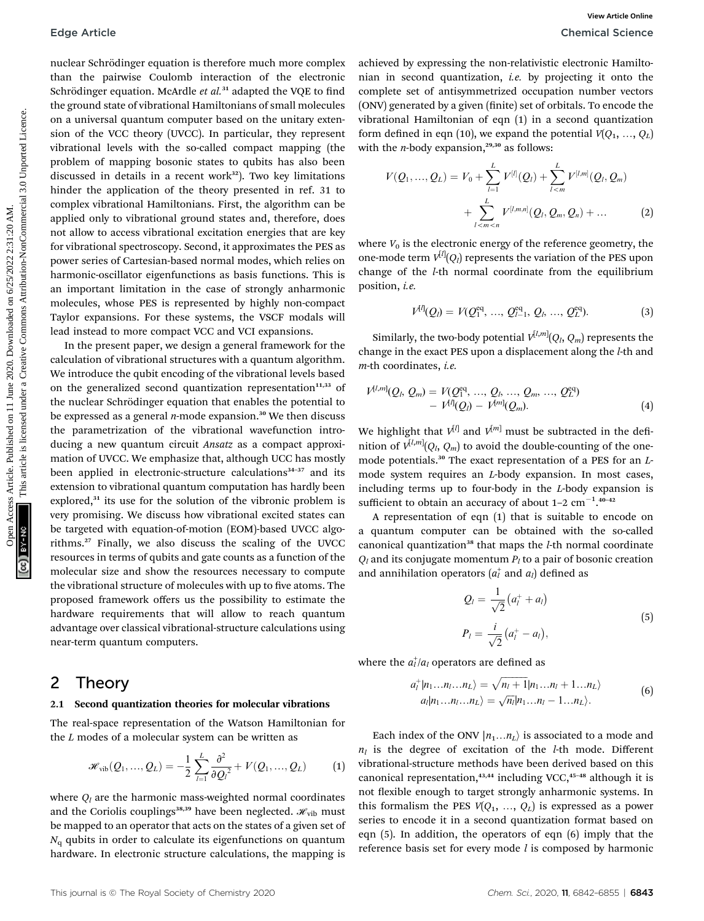nuclear Schrödinger equation is therefore much more complex than the pairwise Coulomb interaction of the electronic Schrödinger equation. McArdle *et al.*[31] adapted the VQE to find the ground state of vibrational Hamiltonians of small molecules on a universal quantum computer based on the unitary extension of the VCC theory (UVCC). In particular, they represent vibrational levels with the so-called compact mapping (the problem of mapping bosonic states to qubits has also been discussed in details in a recent work[32]). Two key limitations hinder the application of the theory presented in ref. 31 to complex vibrational Hamiltonians. First, the algorithm can be applied only to vibrational ground states and, therefore, does not allow to access vibrational excitation energies that are key for vibrational spectroscopy. Second, it approximates the PES as power series of Cartesian-based normal modes, which relies on harmonic-oscillator eigenfunctions as basis functions. This is an important limitation in the case of strongly anharmonic molecules, whose PES is represented by highly non-compact Taylor expansions. For these systems, the VSCF modals will lead instead to more compact VCC and VCI expansions.

In the present paper, we design a general framework for the calculation of vibrational structures with a quantum algorithm. We introduce the qubit encoding of the vibrational levels based on the generalized second quantization representation[11,33] of the nuclear Schrödinger equation that enables the potential to be expressed as a general *n*-mode expansion.[30] We then discuss the parametrization of the vibrational wavefunction introducing a new quantum circuit *Ansatz* as a compact approximation of UVCC. We emphasize that, although UCC has mostly been applied in electronic-structure calculations[34–37] and its extension to vibrational quantum computation has hardly been explored,[31] its use for the solution of the vibronic problem is very promising. We discuss how vibrational excited states can be targeted with equation-of-motion (EOM)-based UVCC algorithms.[27] Finally, we also discuss the scaling of the UVCC resources in terms of qubits and gate counts as a function of the molecular size and show the resources necessary to compute the vibrational structure of molecules with up to five atoms. The proposed framework offers us the possibility to estimate the hardware requirements that will allow to reach quantum advantage over classical vibrational-structure calculations using near-term quantum computers.

## 2 Theory

### 2.1 Second quantization theories for molecular vibrations

The real-space representation of the Watson Hamiltonian for the $L$ modes of a molecular system can be written as

$$\mathscr{H}_{\text{vib}}(Q_1, \ldots, Q_L) = -\frac{1}{2}\sum_{l=1}^{L}\frac{\partial^2}{\partial {Q_l}^2} + V(Q_1, \ldots, Q_L) \tag{1}$$

where $Q_l$ are the harmonic mass-weighted normal coordinates and the Coriolis couplings[38,39] have been neglected. $\mathscr{H}_{\text{vib}}$ must be mapped to an operator that acts on the states of a given set of $N_q$ qubits in order to calculate its eigenfunctions on quantum hardware. In electronic structure calculations, the mapping is achieved by expressing the non-relativistic electronic Hamiltonian in second quantization, *i.e.* by projecting it onto the complete set of antisymmetrized occupation number vectors (ONV) generated by a given (finite) set of orbitals. To encode the vibrational Hamiltonian of eqn (1) in a second quantization form defined in eqn (10), we expand the potential $V(Q_1, \ldots, Q_L)$ with the *n*-body expansion,[29,30] as follows:

$$\begin{aligned} V(Q_1, \ldots, Q_L) = V_0 &+ \sum_{l=1}^{L} V^{[l]}(Q_l) + \sum_{l<m}^{L} V^{[l,m]}(Q_l, Q_m) \\ &+ \sum_{l<m<n}^{L} V^{[l,m,n]}(Q_l, Q_m, Q_n) + \ldots \end{aligned} \tag{2}$$

where $V_0$ is the electronic energy of the reference geometry, the one-mode term $V^{[l]}(Q_l)$ represents the variation of the PES upon change of the $l$-th normal coordinate from the equilibrium position, *i.e.*

$$V^{[l]}(Q_l) = V(Q_1^{\text{eq}}, \ldots, Q_{l-1}^{\text{eq}}, Q_l, \ldots, Q_L^{\text{eq}}). \tag{3}$$

Similarly, the two-body potential $V^{[l,m]}(Q_l, Q_m)$ represents the change in the exact PES upon a displacement along the $l$-th and $m$-th coordinates, *i.e.*

$$\begin{aligned} V^{[l,m]}(Q_l, Q_m) = V(Q_1^{\text{eq}}, \ldots, Q_l, \ldots, Q_m, \ldots, Q_L^{\text{eq}}) \\ - V^{[l]}(Q_l) - V^{[m]}(Q_m). \end{aligned} \tag{4}$$

We highlight that $V^{[l]}$ and $V^{[m]}$ must be subtracted in the definition of $V^{[l,m]}(Q_l, Q_m)$ to avoid the double-counting of the one-mode potentials.[30] The exact representation of a PES for an $L$-mode system requires an $L$-body expansion. In most cases, including terms up to four-body in the $L$-body expansion is sufficient to obtain an accuracy of about 1–2 cm$^{-1}$.[40–42]

A representation of eqn (1) that is suitable to encode on a quantum computer can be obtained with the so-called canonical quantization[38] that maps the $l$-th normal coordinate $Q_l$ and its conjugate momentum $P_l$ to a pair of bosonic creation and annihilation operators ($a_l^+$ and $a_l$) defined as

$$\begin{aligned} Q_l &= \frac{1}{\sqrt{2}}\left(a_l^+ + a_l\right) \\ P_l &= \frac{i}{\sqrt{2}}\left(a_l^+ - a_l\right), \end{aligned} \tag{5}$$

where the $a_l^+/a_l$ operators are defined as

$$\begin{aligned} a_l^+|n_1 \ldots n_l \ldots n_L\rangle &= \sqrt{n_l + 1}|n_1 \ldots n_l + 1 \ldots n_L\rangle \\ a_l|n_1 \ldots n_l \ldots n_L\rangle &= \sqrt{n_l}|n_1 \ldots n_l - 1 \ldots n_L\rangle. \end{aligned} \tag{6}$$

Each index of the ONV $|n_1 \ldots n_L\rangle$ is associated to a mode and $n_l$ is the degree of excitation of the $l$-th mode. Different vibrational-structure methods have been derived based on this canonical representation,[43,44] including VCC,[45–48] although it is not flexible enough to target strongly anharmonic systems. In this formalism the PES $V(Q_1, \ldots, Q_L)$ is expressed as a power series to encode it in a second quantization format based on eqn (5). In addition, the operators of eqn (6) imply that the reference basis set for every mode $l$ is composed by harmonic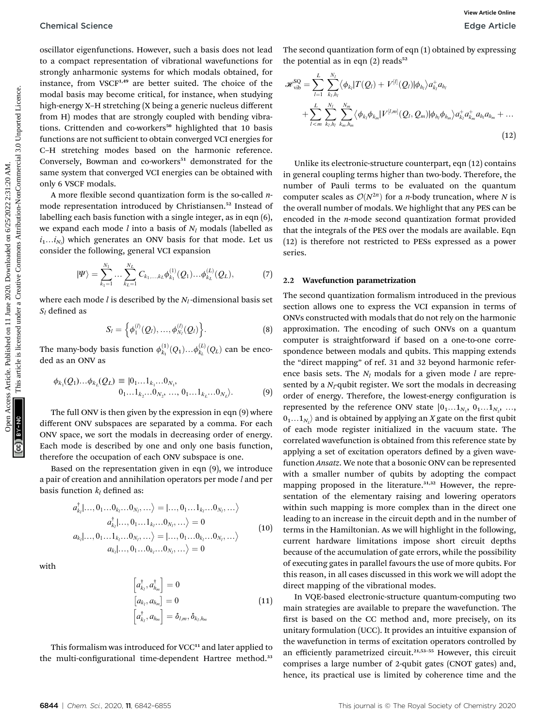oscillator eigenfunctions. However, such a basis does not lead to a compact representation of vibrational wavefunctions for strongly anharmonic systems for which modals obtained, for instance, from VSCF[1,49] are better suited. The choice of the modal basis may become critical, for instance, when studying high-energy X–H stretching (X being a generic nucleus different from H) modes that are strongly coupled with bending vibrations. Crittenden and co-workers[50] highlighted that 10 basis functions are not sufficient to obtain converged VCI energies for C–H stretching modes based on the harmonic reference. Conversely, Bowman and co-workers[51] demonstrated for the same system that converged VCI energies can be obtained with only 6 VSCF modals.

A more flexible second quantization form is the so-called $n$-mode representation introduced by Christiansen.[52] Instead of labelling each basis function with a single integer, as in eqn (6), we expand each mode $l$ into a basis of $N_l$ modals (labelled as $i_1 \ldots i_{N_l}$) which generates an ONV basis for that mode. Let us consider the following, general VCI expansion

$$|\Psi\rangle = \sum_{k_1=1}^{N_1} \ldots \sum_{k_L=1}^{N_L} C_{k_1,\ldots,k_L} \phi_{k_1}^{(1)}(Q_1) \ldots \phi_{k_L}^{(L)}(Q_L), \tag{7}$$

where each mode $l$ is described by the $N_l$-dimensional basis set $S_l$ defined as

$$S_l = \left\{ \phi_1^{(l)}(Q_l), \ldots, \phi_{N_l}^{(l)}(Q_l) \right\}. \tag{8}$$

The many-body basis function $\phi_{k_1}^{(1)}(Q_1) \ldots \phi_{k_L}^{(L)}(Q_L)$ can be encoded as an ONV as

$$\phi_{k_1}(Q_1) \ldots \phi_{k_L}(Q_L) \equiv |0_1 \ldots 1_{k_1} \ldots 0_{N_1}, 0_1 \ldots 1_{k_2} \ldots 0_{N_2}, \ldots, 0_1 \ldots 1_{k_L} \ldots 0_{N_L}\rangle. \tag{9}$$

The full ONV is then given by the expression in eqn (9) where different ONV subspaces are separated by a comma. For each ONV space, we sort the modals in decreasing order of energy. Each mode is described by one and only one basis function, therefore the occupation of each ONV subspace is one.

Based on the representation given in eqn (9), we introduce a pair of creation and annihilation operators per mode $l$ and per basis function $k_l$ defined as:

$$\begin{aligned}
a_{k_l}^\dagger |\ldots, 0_1 \ldots 0_{k_l} \ldots 0_{N_l}, \ldots\rangle &= |\ldots, 0_1 \ldots 1_{k_l} \ldots 0_{N_l}, \ldots\rangle \\
a_{k_l}^\dagger |\ldots, 0_1 \ldots 1_{k_l} \ldots 0_{N_l}, \ldots\rangle &= 0 \\
a_{k_l} |\ldots, 0_1 \ldots 1_{k_l} \ldots 0_{N_l}, \ldots\rangle &= |\ldots, 0_1 \ldots 0_{k_l} \ldots 0_{N_l}, \ldots\rangle \\
a_{k_l} |\ldots, 0_1 \ldots 0_{k_l} \ldots 0_{N_l}, \ldots\rangle &= 0
\end{aligned} \tag{10}$$

with

$$\begin{aligned}
\left[ a_{k_l}^\dagger, a_{h_m}^\dagger \right] &= 0 \\
\left[ a_{k_l}, a_{h_m} \right] &= 0 \\
\left[ a_{k_l}^\dagger, a_{h_m} \right] &= \delta_{l,m}, \delta_{k_l,h_m}
\end{aligned} \tag{11}$$

This formalism was introduced for VCC[11] and later applied to the multi-configurational time-dependent Hartree method.[33]

The second quantization form of eqn (1) obtained by expressing the potential as in eqn (2) reads[52]

$$\begin{aligned}
\mathcal{H}_{\text{vib}}^{\text{SQ}} = &\sum_{l=1}^{L} \sum_{k_l,h_l}^{N_l} \langle \phi_{k_l} | T(Q_l) + V^{[l]}(Q_l) | \phi_{h_l} \rangle a_{k_l}^+ a_{h_l} \\
&+ \sum_{l<m}^{L} \sum_{k_l,h_l}^{N_l} \sum_{k_m,h_m}^{N_m} \langle \phi_{k_l} \phi_{k_m} | V^{[l,m]}(Q_l, Q_m) | \phi_{h_l} \phi_{h_m} \rangle a_{k_l}^+ a_{k_m}^+ a_{h_l} a_{h_m} + \ldots
\end{aligned} \tag{12}$$

Unlike its electronic-structure counterpart, eqn (12) contains in general coupling terms higher than two-body. Therefore, the number of Pauli terms to be evaluated on the quantum computer scales as $\mathcal{O}(N^{2n})$ for a $n$-body truncation, where $N$ is the overall number of modals. We highlight that any PES can be encoded in the $n$-mode second quantization format provided that the integrals of the PES over the modals are available. Eqn (12) is therefore not restricted to PESs expressed as a power series.

### 2.2 Wavefunction parametrization

The second quantization formalism introduced in the previous section allows one to express the VCI expansion in terms of ONVs constructed with modals that do not rely on the harmonic approximation. The encoding of such ONVs on a quantum computer is straightforward if based on a one-to-one correspondence between modals and qubits. This mapping extends the "direct mapping" of ref. 31 and 32 beyond harmonic reference basis sets. The $N_l$ modals for a given mode $l$ are represented by a $N_l$-qubit register. We sort the modals in decreasing order of energy. Therefore, the lowest-energy configuration is represented by the reference ONV state $|0_1 \ldots 1_{N_1}, 0_1 \ldots 1_{N_2}, \ldots, 0_1 \ldots 1_{N_L}\rangle$ and is obtained by applying an $X$ gate on the first qubit of each mode register initialized in the vacuum state. The correlated wavefunction is obtained from this reference state by applying a set of excitation operators defined by a given wavefunction *Ansatz*. We note that a bosonic ONV can be represented with a smaller number of qubits by adopting the compact mapping proposed in the literature.[31,32] However, the representation of the elementary raising and lowering operators within such mapping is more complex than in the direct one leading to an increase in the circuit depth and in the number of terms in the Hamiltonian. As we will highlight in the following, current hardware limitations impose short circuit depths because of the accumulation of gate errors, while the possibility of executing gates in parallel favours the use of more qubits. For this reason, in all cases discussed in this work we will adopt the direct mapping of the vibrational modes.

In VQE-based electronic-structure quantum-computing two main strategies are available to prepare the wavefunction. The first is based on the CC method and, more precisely, on its unitary formulation (UCC). It provides an intuitive expansion of the wavefunction in terms of excitation operators controlled by an efficiently parametrized circuit.[21,53–55] However, this circuit comprises a large number of 2-qubit gates (CNOT gates) and, hence, its practical use is limited by coherence time and the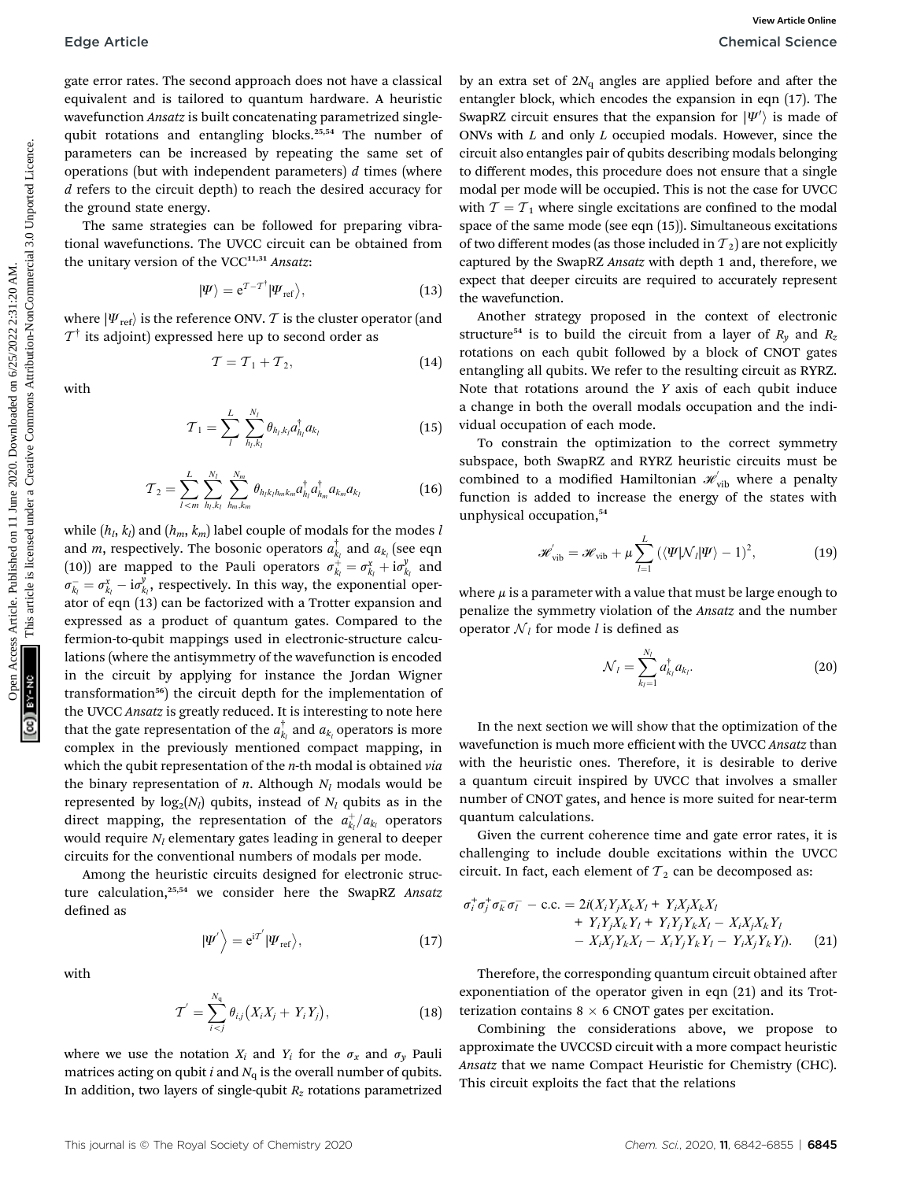gate error rates. The second approach does not have a classical equivalent and is tailored to quantum hardware. A heuristic wavefunction *Ansatz* is built concatenating parametrized single-qubit rotations and entangling blocks.[25,54] The number of parameters can be increased by repeating the same set of operations (but with independent parameters) $d$ times (where $d$ refers to the circuit depth) to reach the desired accuracy for the ground state energy.

The same strategies can be followed for preparing vibrational wavefunctions. The UVCC circuit can be obtained from the unitary version of the VCC[11,31] *Ansatz*:

$$|\Psi\rangle = e^{\mathcal{T}-\mathcal{T}^\dagger}|\Psi_{\mathrm{ref}}\rangle, \tag{13}$$

where $|\Psi_{\mathrm{ref}}\rangle$ is the reference ONV. $\mathcal{T}$ is the cluster operator (and $\mathcal{T}^\dagger$ its adjoint) expressed here up to second order as

$$\mathcal{T} = \mathcal{T}_1 + \mathcal{T}_2, \tag{14}$$

with

$$\mathcal{T}_1 = \sum_{l}^{L}\sum_{h_l,k_l}^{N_l} \theta_{h_l,k_l} a_{h_l}^\dagger a_{k_l} \tag{15}$$

$$\mathcal{T}_2 = \sum_{l<m}^{L}\sum_{h_l,k_l}^{N_l}\sum_{h_m,k_m}^{N_m} \theta_{h_l k_l h_m k_m} a_{h_l}^\dagger a_{h_m}^\dagger a_{k_m} a_{k_l} \tag{16}$$

while $(h_l, k_l)$ and $(h_m, k_m)$ label couple of modals for the modes $l$ and $m$, respectively. The bosonic operators $a_{k_l}^\dagger$ and $a_{k_l}$ (see eqn (10)) are mapped to the Pauli operators $\sigma_{k_l}^+ = \sigma_{k_l}^x + i\sigma_{k_l}^y$ and $\sigma_{k_l}^- = \sigma_{k_l}^x - i\sigma_{k_l}^y$, respectively. In this way, the exponential operator of eqn (13) can be factorized with a Trotter expansion and expressed as a product of quantum gates. Compared to the fermion-to-qubit mappings used in electronic-structure calculations (where the antisymmetry of the wavefunction is encoded in the circuit by applying for instance the Jordan Wigner transformation[56]) the circuit depth for the implementation of the UVCC *Ansatz* is greatly reduced. It is interesting to note here that the gate representation of the $a_{k_l}^\dagger$ and $a_{k_l}$ operators is more complex in the previously mentioned compact mapping, in which the qubit representation of the $n$-th modal is obtained *via* the binary representation of $n$. Although $N_l$ modals would be represented by $\log_2(N_l)$ qubits, instead of $N_l$ qubits as in the direct mapping, the representation of the $a_{k_l}^+/a_{k_l}$ operators would require $N_l$ elementary gates leading in general to deeper circuits for the conventional numbers of modals per mode.

Among the heuristic circuits designed for electronic structure calculation,[25,54] we consider here the SwapRZ *Ansatz* defined as

$$|\Psi'\rangle = e^{i\mathcal{T}'}|\Psi_{\mathrm{ref}}\rangle, \tag{17}$$

with

$$\mathcal{T}' = \sum_{i<j}^{N_q} \theta_{i,j}\left(X_i X_j + Y_i Y_j\right), \tag{18}$$

where we use the notation $X_i$ and $Y_i$ for the $\sigma_x$ and $\sigma_y$ Pauli matrices acting on qubit $i$ and $N_q$ is the overall number of qubits. In addition, two layers of single-qubit $R_z$ rotations parametrized by an extra set of $2N_q$ angles are applied before and after the entangler block, which encodes the expansion in eqn (17). The SwapRZ circuit ensures that the expansion for $|\Psi'\rangle$ is made of ONVs with $L$ and only $L$ occupied modals. However, since the circuit also entangles pair of qubits describing modals belonging to different modes, this procedure does not ensure that a single modal per mode will be occupied. This is not the case for UVCC with $\mathcal{T} = \mathcal{T}_1$ where single excitations are confined to the modal space of the same mode (see eqn (15)). Simultaneous excitations of two different modes (as those included in $\mathcal{T}_2$) are not explicitly captured by the SwapRZ *Ansatz* with depth 1 and, therefore, we expect that deeper circuits are required to accurately represent the wavefunction.

Another strategy proposed in the context of electronic structure[54] is to build the circuit from a layer of $R_y$ and $R_z$ rotations on each qubit followed by a block of CNOT gates entangling all qubits. We refer to the resulting circuit as RYRZ. Note that rotations around the $Y$ axis of each qubit induce a change in both the overall modals occupation and the individual occupation of each mode.

To constrain the optimization to the correct symmetry subspace, both SwapRZ and RYRZ heuristic circuits must be combined to a modified Hamiltonian $\mathcal{H}'_{\mathrm{vib}}$ where a penalty function is added to increase the energy of the states with unphysical occupation,[54]

$$\mathcal{H}'_{\mathrm{vib}} = \mathcal{H}_{\mathrm{vib}} + \mu \sum_{l=1}^{L}\left(\langle\Psi|\mathcal{N}_l|\Psi\rangle - 1\right)^2, \tag{19}$$

where $\mu$ is a parameter with a value that must be large enough to penalize the symmetry violation of the *Ansatz* and the number operator $\mathcal{N}_l$ for mode $l$ is defined as

$$\mathcal{N}_l = \sum_{k_l=1}^{N_l} a_{k_l}^\dagger a_{k_l}. \tag{20}$$

In the next section we will show that the optimization of the wavefunction is much more efficient with the UVCC *Ansatz* than with the heuristic ones. Therefore, it is desirable to derive a quantum circuit inspired by UVCC that involves a smaller number of CNOT gates, and hence is more suited for near-term quantum calculations.

Given the current coherence time and gate error rates, it is challenging to include double excitations within the UVCC circuit. In fact, each element of $\mathcal{T}_2$ can be decomposed as:

$$\begin{aligned}\sigma_i^+\sigma_j^+\sigma_k^-\sigma_l^- - \text{c.c.} = 2i(&X_iY_jX_kX_l + Y_iX_jX_kX_l \\ &+ Y_iY_jX_kY_l + Y_iY_jY_kX_l - X_iX_jX_kY_l \\ &- X_iX_jY_kX_l - X_iY_jY_kY_l - Y_iX_jY_kY_l).\end{aligned} \tag{21}$$

Therefore, the corresponding quantum circuit obtained after exponentiation of the operator given in eqn (21) and its Trotterization contains $8 \times 6$ CNOT gates per excitation.

Combining the considerations above, we propose to approximate the UVCCSD circuit with a more compact heuristic *Ansatz* that we name Compact Heuristic for Chemistry (CHC). This circuit exploits the fact that the relations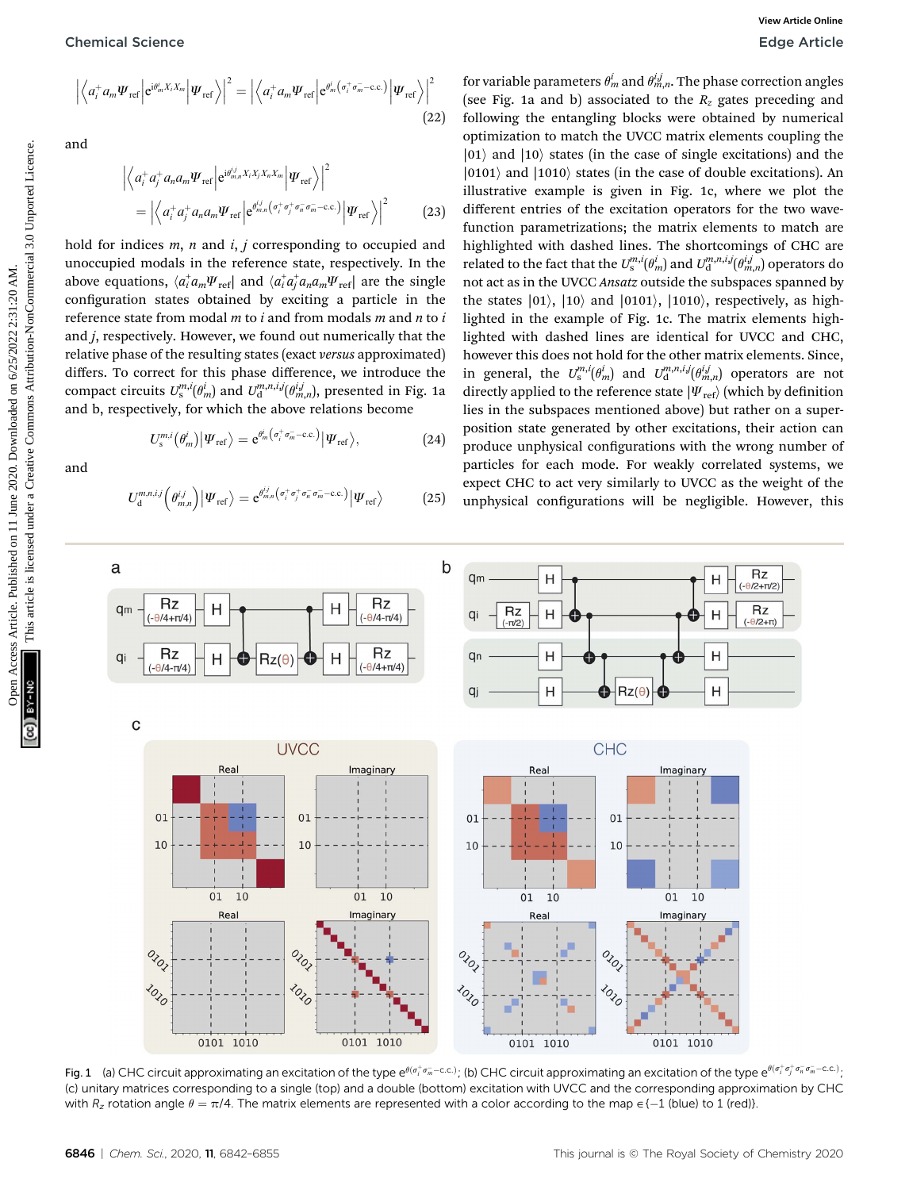$$\left|\left\langle a_i^+ a_m \Psi_{\text{ref}} \left| e^{i\theta_m^i X_i X_m} \right| \Psi_{\text{ref}} \right\rangle\right|^2 = \left|\left\langle a_i^+ a_m \Psi_{\text{ref}} \left| e^{\theta_m^i (\sigma_i^+ \sigma_m^- - \text{c.c.})} \right| \Psi_{\text{ref}} \right\rangle\right|^2 \tag{22}$$

and

$$\left|\left\langle a_i^+ a_j^+ a_n a_m \Psi_{\text{ref}} \left| e^{i\theta_{m,n}^{i,j} X_i X_j X_n X_m} \right| \Psi_{\text{ref}} \right\rangle\right|^2 = \left|\left\langle a_i^+ a_j^+ a_n a_m \Psi_{\text{ref}} \left| e^{\theta_{m,n}^{i,j} (\sigma_i^+ \sigma_j^+ \sigma_n^- \sigma_m^- - \text{c.c.})} \right| \Psi_{\text{ref}} \right\rangle\right|^2 \tag{23}$$

hold for indices $m$, $n$ and $i$, $j$ corresponding to occupied and unoccupied modals in the reference state, respectively. In the above equations, $\langle a_i^+ a_m \Psi_{\text{ref}}|$ and $\langle a_i^+ a_j^+ a_n a_m \Psi_{\text{ref}}|$ are the single configuration states obtained by exciting a particle in the reference state from modal $m$ to $i$ and from modals $m$ and $n$ to $i$ and $j$, respectively. However, we found out numerically that the relative phase of the resulting states (exact *versus* approximated) differs. To correct for this phase difference, we introduce the compact circuits $U_s^{m,i}(\theta_m^i)$ and $U_d^{m,n,i,j}(\theta_{m,n}^{i,j})$, presented in Fig. 1a and b, respectively, for which the above relations become

$$U_s^{m,i}(\theta_m^i)|\Psi_{\text{ref}}\rangle = e^{\theta_m^i (\sigma_i^+ \sigma_m^- - \text{c.c.})}|\Psi_{\text{ref}}\rangle, \tag{24}$$

and

$$U_d^{m,n,i,j}(\theta_{m,n}^{i,j})|\Psi_{\text{ref}}\rangle = e^{\theta_{m,n}^{i,j} (\sigma_i^+ \sigma_j^+ \sigma_n^- \sigma_m^- - \text{c.c.})}|\Psi_{\text{ref}}\rangle \tag{25}$$

for variable parameters $\theta_m^i$ and $\theta_{m,n}^{i,j}$. The phase correction angles (see Fig. 1a and b) associated to the $R_z$ gates preceding and following the entangling blocks were obtained by numerical optimization to match the UVCC matrix elements coupling the $|01\rangle$ and $|10\rangle$ states (in the case of single excitations) and the $|0101\rangle$ and $|1010\rangle$ states (in the case of double excitations). An illustrative example is given in Fig. 1c, where we plot the different entries of the excitation operators for the two wavefunction parametrizations; the matrix elements to match are highlighted with dashed lines. The shortcomings of CHC are related to the fact that the $U_s^{m,i}(\theta_m^i)$ and $U_d^{m,n,i,j}(\theta_{m,n}^{i,j})$ operators do not act as in the UVCC *Ansatz* outside the subspaces spanned by the states $|01\rangle$, $|10\rangle$ and $|0101\rangle$, $|1010\rangle$, respectively, as highlighted in the example of Fig. 1c. The matrix elements highlighted with dashed lines are identical for UVCC and CHC, however this does not hold for the other matrix elements. Since, in general, the $U_s^{m,i}(\theta_m^i)$ and $U_d^{m,n,i,j}(\theta_{m,n}^{i,j})$ operators are not directly applied to the reference state $|\Psi_{\text{ref}}\rangle$ (which by definition lies in the subspaces mentioned above) but rather on a superposition state generated by other excitations, their action can produce unphysical configurations with the wrong number of particles for each mode. For weakly correlated systems, we expect CHC to act very similarly to UVCC as the weight of the unphysical configurations will be negligible. However, this

Fig. 1 (a) CHC circuit approximating an excitation of the type $e^{\theta(\sigma_i^+ \sigma_m^- - \text{c.c.})}$; (b) CHC circuit approximating an excitation of the type $e^{\theta(\sigma_i^+ \sigma_j^+ \sigma_n^- \sigma_m^- - \text{c.c.})}$; (c) unitary matrices corresponding to a single (top) and a double (bottom) excitation with UVCC and the corresponding approximation by CHC with $R_z$ rotation angle $\theta = \pi/4$. The matrix elements are represented with a color according to the map $\in\{-1$ (blue) to 1 (red)$\}$.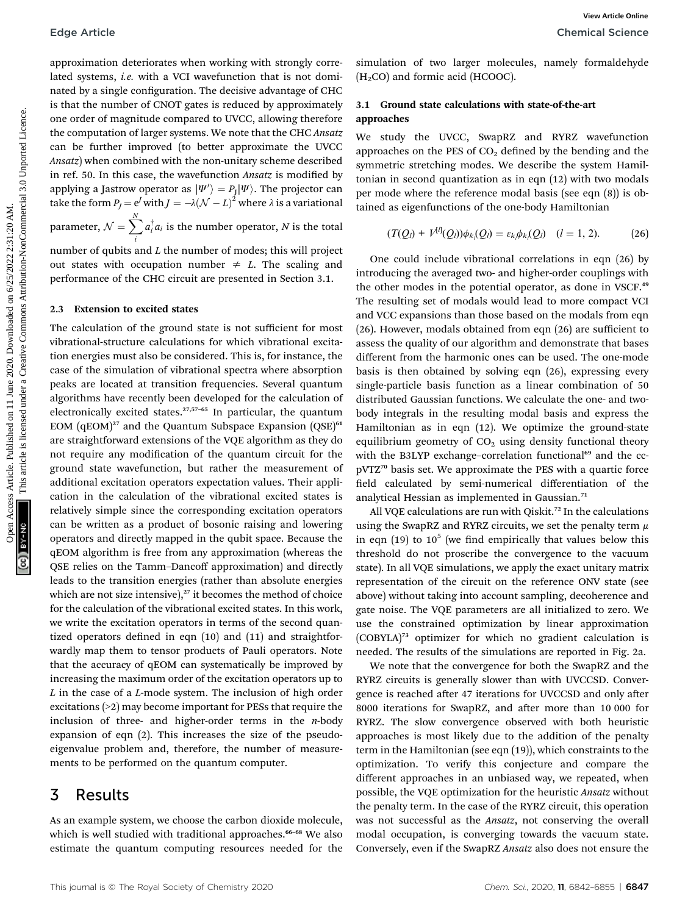approximation deteriorates when working with strongly correlated systems, *i.e.* with a VCI wavefunction that is not dominated by a single configuration. The decisive advantage of CHC is that the number of CNOT gates is reduced by approximately one order of magnitude compared to UVCC, allowing therefore the computation of larger systems. We note that the CHC *Ansatz* can be further improved (to better approximate the UVCC *Ansatz*) when combined with the non-unitary scheme described in ref. 50. In this case, the wavefunction *Ansatz* is modified by applying a Jastrow operator as $|\Psi'\rangle = P_J|\Psi\rangle$. The projector can take the form $P_J = e^J$ with $J = -\lambda(\mathcal{N} - L)^2$ where $\lambda$ is a variational parameter, $\mathcal{N} = \sum_i^N a_i^\dagger a_i$ is the number operator, $N$ is the total number of qubits and $L$ the number of modes; this will project out states with occupation number $\neq L$. The scaling and performance of the CHC circuit are presented in Section 3.1.

### 2.3 Extension to excited states

The calculation of the ground state is not sufficient for most vibrational-structure calculations for which vibrational excitation energies must also be considered. This is, for instance, the case of the simulation of vibrational spectra where absorption peaks are located at transition frequencies. Several quantum algorithms have recently been developed for the calculation of electronically excited states.[27,57–65] In particular, the quantum EOM (qEOM)[27] and the Quantum Subspace Expansion (QSE)[61] are straightforward extensions of the VQE algorithm as they do not require any modification of the quantum circuit for the ground state wavefunction, but rather the measurement of additional excitation operators expectation values. Their application in the calculation of the vibrational excited states is relatively simple since the corresponding excitation operators can be written as a product of bosonic raising and lowering operators and directly mapped in the qubit space. Because the qEOM algorithm is free from any approximation (whereas the QSE relies on the Tamm–Dancoff approximation) and directly leads to the transition energies (rather than absolute energies which are not size intensive),[27] it becomes the method of choice for the calculation of the vibrational excited states. In this work, we write the excitation operators in terms of the second quantized operators defined in eqn (10) and (11) and straightforwardly map them to tensor products of Pauli operators. Note that the accuracy of qEOM can systematically be improved by increasing the maximum order of the excitation operators up to $L$ in the case of a $L$-mode system. The inclusion of high order excitations (>2) may become important for PESs that require the inclusion of three- and higher-order terms in the $n$-body expansion of eqn (2). This increases the size of the pseudo-eigenvalue problem and, therefore, the number of measurements to be performed on the quantum computer.

## 3 Results

As an example system, we choose the carbon dioxide molecule, which is well studied with traditional approaches.[66–68] We also estimate the quantum computing resources needed for the simulation of two larger molecules, namely formaldehyde ($H_2CO$) and formic acid (HCOOC).

### 3.1 Ground state calculations with state-of-the-art approaches

We study the UVCC, SwapRZ and RYRZ wavefunction approaches on the PES of $CO_2$ defined by the bending and the symmetric stretching modes. We describe the system Hamiltonian in second quantization as in eqn (12) with two modals per mode where the reference modal basis (see eqn (8)) is obtained as eigenfunctions of the one-body Hamiltonian

$$(T(Q_l) + V^{[l]}(Q_l))\phi_{k_l}(Q_l) = \varepsilon_{k_l}\phi_{k_l}(Q_l) \quad (l = 1, 2). \tag{26}$$

One could include vibrational correlations in eqn (26) by introducing the averaged two- and higher-order couplings with the other modes in the potential operator, as done in VSCF.[49] The resulting set of modals would lead to more compact VCI and VCC expansions than those based on the modals from eqn (26). However, modals obtained from eqn (26) are sufficient to assess the quality of our algorithm and demonstrate that bases different from the harmonic ones can be used. The one-mode basis is then obtained by solving eqn (26), expressing every single-particle basis function as a linear combination of 50 distributed Gaussian functions. We calculate the one- and two-body integrals in the resulting modal basis and express the Hamiltonian as in eqn (12). We optimize the ground-state equilibrium geometry of $CO_2$ using density functional theory with the B3LYP exchange–correlation functional[69] and the cc-pVTZ[70] basis set. We approximate the PES with a quartic force field calculated by semi-numerical differentiation of the analytical Hessian as implemented in Gaussian.[71]

All VQE calculations are run with Qiskit.[72] In the calculations using the SwapRZ and RYRZ circuits, we set the penalty term $\mu$ in eqn (19) to $10^5$ (we find empirically that values below this threshold do not proscribe the convergence to the vacuum state). In all VQE simulations, we apply the exact unitary matrix representation of the circuit on the reference ONV state (see above) without taking into account sampling, decoherence and gate noise. The VQE parameters are all initialized to zero. We use the constrained optimization by linear approximation (COBYLA)[73] optimizer for which no gradient calculation is needed. The results of the simulations are reported in Fig. 2a.

We note that the convergence for both the SwapRZ and the RYRZ circuits is generally slower than with UVCCSD. Convergence is reached after 47 iterations for UVCCSD and only after 8000 iterations for SwapRZ, and after more than 10 000 for RYRZ. The slow convergence observed with both heuristic approaches is most likely due to the addition of the penalty term in the Hamiltonian (see eqn (19)), which constraints to the optimization. To verify this conjecture and compare the different approaches in an unbiased way, we repeated, when possible, the VQE optimization for the heuristic *Ansatz* without the penalty term. In the case of the RYRZ circuit, this operation was not successful as the *Ansatz*, not conserving the overall modal occupation, is converging towards the vacuum state. Conversely, even if the SwapRZ *Ansatz* also does not ensure the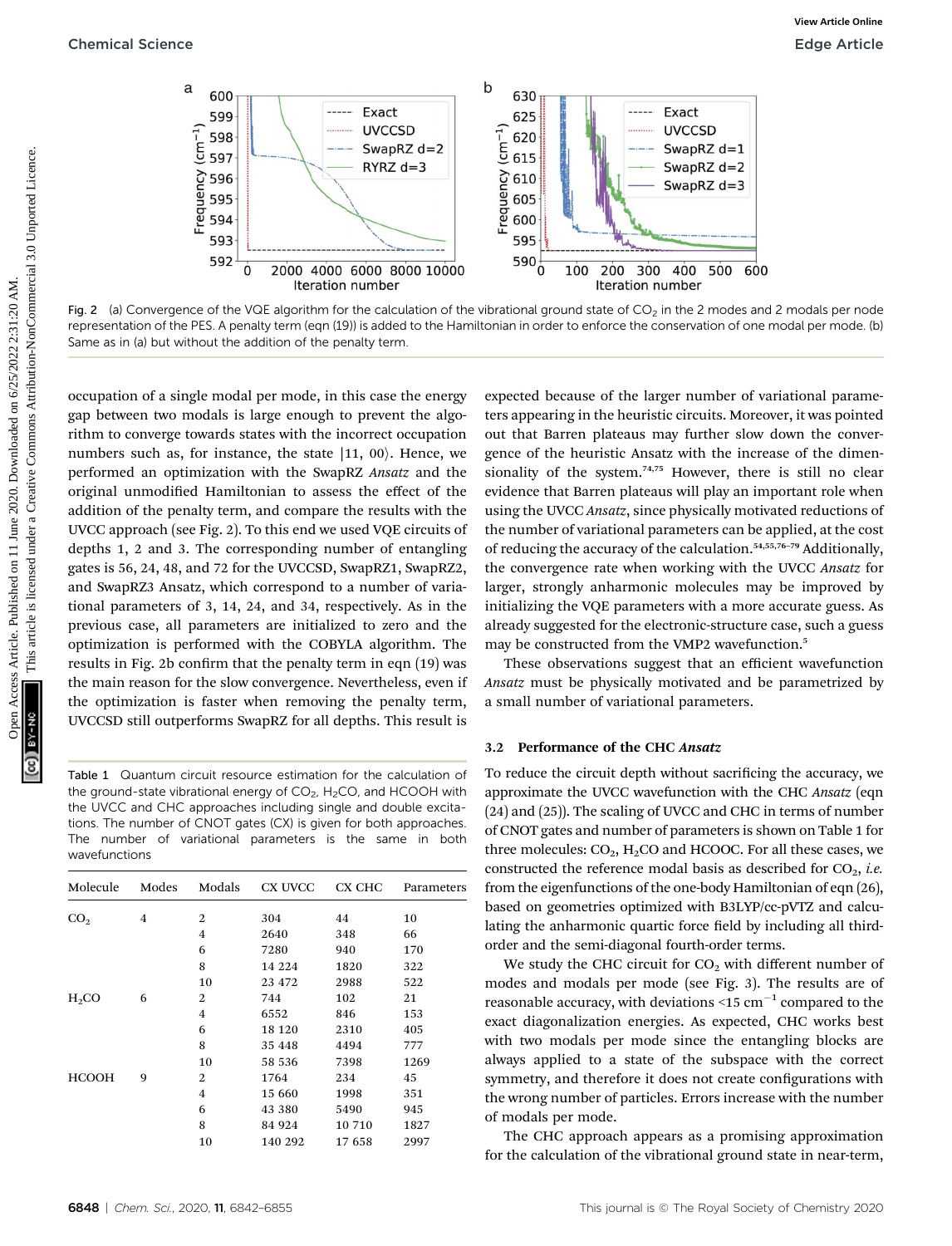Fig. 2 (a) Convergence of the VQE algorithm for the calculation of the vibrational ground state of $CO_2$ in the 2 modes and 2 modals per node representation of the PES. A penalty term (eqn (19)) is added to the Hamiltonian in order to enforce the conservation of one modal per mode. (b) Same as in (a) but without the addition of the penalty term.

occupation of a single modal per mode, in this case the energy gap between two modals is large enough to prevent the algorithm to converge towards states with the incorrect occupation numbers such as, for instance, the state $|11, 00\rangle$. Hence, we performed an optimization with the SwapRZ *Ansatz* and the original unmodified Hamiltonian to assess the effect of the addition of the penalty term, and compare the results with the UVCC approach (see Fig. 2). To this end we used VQE circuits of depths 1, 2 and 3. The corresponding number of entangling gates is 56, 24, 48, and 72 for the UVCCSD, SwapRZ1, SwapRZ2, and SwapRZ3 Ansatz, which correspond to a number of variational parameters of 3, 14, 24, and 34, respectively. As in the previous case, all parameters are initialized to zero and the optimization is performed with the COBYLA algorithm. The results in Fig. 2b confirm that the penalty term in eqn (19) was the main reason for the slow convergence. Nevertheless, even if the optimization is faster when removing the penalty term, UVCCSD still outperforms SwapRZ for all depths. This result is expected because of the larger number of variational parameters appearing in the heuristic circuits. Moreover, it was pointed out that Barren plateaus may further slow down the convergence of the heuristic Ansatz with the increase of the dimensionality of the system.[74,75] However, there is still no clear evidence that Barren plateaus will play an important role when using the UVCC *Ansatz*, since physically motivated reductions of the number of variational parameters can be applied, at the cost of reducing the accuracy of the calculation.[54,55,76–79] Additionally, the convergence rate when working with the UVCC *Ansatz* for larger, strongly anharmonic molecules may be improved by initializing the VQE parameters with a more accurate guess. As already suggested for the electronic-structure case, such a guess may be constructed from the VMP2 wavefunction.[5]

These observations suggest that an efficient wavefunction *Ansatz* must be physically motivated and be parametrized by a small number of variational parameters.

Table 1 Quantum circuit resource estimation for the calculation of the ground-state vibrational energy of $CO_2$, $H_2CO$, and HCOOH with the UVCC and CHC approaches including single and double excitations. The number of CNOT gates (CX) is given for both approaches. The number of variational parameters is the same in both wavefunctions

| Molecule | Modes | Modals | CX UVCC | CX CHC | Parameters |
|---|---|---|---|---|---|
| $CO_2$ | 4 | 2 | 304 | 44 | 10 |
| | | 4 | 2640 | 348 | 66 |
| | | 6 | 7280 | 940 | 170 |
| | | 8 | 14 224 | 1820 | 322 |
| | | 10 | 23 472 | 2988 | 522 |
| $H_2CO$ | 6 | 2 | 744 | 102 | 21 |
| | | 4 | 6552 | 846 | 153 |
| | | 6 | 18 120 | 2310 | 405 |
| | | 8 | 35 448 | 4494 | 777 |
| | | 10 | 58 536 | 7398 | 1269 |
| HCOOH | 9 | 2 | 1764 | 234 | 45 |
| | | 4 | 15 660 | 1998 | 351 |
| | | 6 | 43 380 | 5490 | 945 |
| | | 8 | 84 924 | 10 710 | 1827 |
| | | 10 | 140 292 | 17 658 | 2997 |

### 3.2 Performance of the CHC *Ansatz*

To reduce the circuit depth without sacrificing the accuracy, we approximate the UVCC wavefunction with the CHC *Ansatz* (eqn (24) and (25)). The scaling of UVCC and CHC in terms of number of CNOT gates and number of parameters is shown on Table 1 for three molecules: $CO_2$, $H_2CO$ and HCOOC. For all these cases, we constructed the reference modal basis as described for $CO_2$, *i.e.* from the eigenfunctions of the one-body Hamiltonian of eqn (26), based on geometries optimized with B3LYP/cc-pVTZ and calculating the anharmonic quartic force field by including all third-order and the semi-diagonal fourth-order terms.

We study the CHC circuit for $CO_2$ with different number of modes and modals per mode (see Fig. 3). The results are of reasonable accuracy, with deviations <15 $cm^{-1}$ compared to the exact diagonalization energies. As expected, CHC works best with two modals per mode since the entangling blocks are always applied to a state of the subspace with the correct symmetry, and therefore it does not create configurations with the wrong number of particles. Errors increase with the number of modals per mode.

The CHC approach appears as a promising approximation for the calculation of the vibrational ground state in near-term,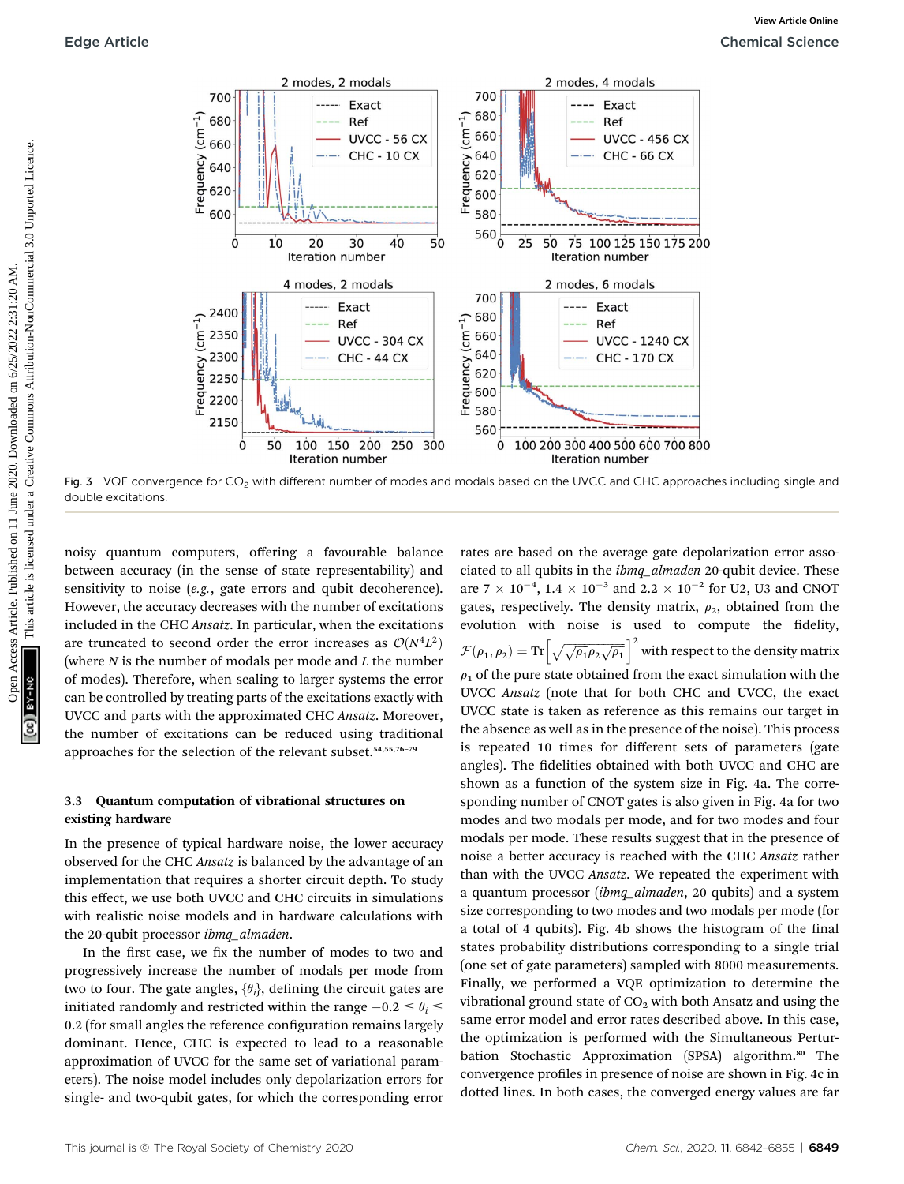Fig. 3 VQE convergence for $CO_2$ with different number of modes and modals based on the UVCC and CHC approaches including single and double excitations.

noisy quantum computers, offering a favourable balance between accuracy (in the sense of state representability) and sensitivity to noise (*e.g.*, gate errors and qubit decoherence). However, the accuracy decreases with the number of excitations included in the CHC *Ansatz*. In particular, when the excitations are truncated to second order the error increases as $\mathcal{O}(N^4L^2)$ (where $N$ is the number of modals per mode and $L$ the number of modes). Therefore, when scaling to larger systems the error can be controlled by treating parts of the excitations exactly with UVCC and parts with the approximated CHC *Ansatz*. Moreover, the number of excitations can be reduced using traditional approaches for the selection of the relevant subset.[54,55,76–79]

### 3.3 Quantum computation of vibrational structures on existing hardware

In the presence of typical hardware noise, the lower accuracy observed for the CHC *Ansatz* is balanced by the advantage of an implementation that requires a shorter circuit depth. To study this effect, we use both UVCC and CHC circuits in simulations with realistic noise models and in hardware calculations with the 20-qubit processor *ibmq_almaden*.

In the first case, we fix the number of modes to two and progressively increase the number of modals per mode from two to four. The gate angles, $\{\theta_i\}$, defining the circuit gates are initiated randomly and restricted within the range $-0.2 \leq \theta_i \leq 0.2$ (for small angles the reference configuration remains largely dominant. Hence, CHC is expected to lead to a reasonable approximation of UVCC for the same set of variational parameters). The noise model includes only depolarization errors for single- and two-qubit gates, for which the corresponding error rates are based on the average gate depolarization error associated to all qubits in the *ibmq_almaden* 20-qubit device. These are $7 \times 10^{-4}$, $1.4 \times 10^{-3}$ and $2.2 \times 10^{-2}$ for U2, U3 and CNOT gates, respectively. The density matrix, $\rho_2$, obtained from the evolution with noise is used to compute the fidelity, $\mathcal{F}(\rho_1, \rho_2) = \mathrm{Tr}\left[\sqrt{\sqrt{\rho_1}\rho_2\sqrt{\rho_1}}\right]^2$ with respect to the density matrix $\rho_1$ of the pure state obtained from the exact simulation with the UVCC *Ansatz* (note that for both CHC and UVCC, the exact UVCC state is taken as reference as this remains our target in the absence as well as in the presence of the noise). This process is repeated 10 times for different sets of parameters (gate angles). The fidelities obtained with both UVCC and CHC are shown as a function of the system size in Fig. 4a. The corresponding number of CNOT gates is also given in Fig. 4a for two modes and two modals per mode, and for two modes and four modals per mode. These results suggest that in the presence of noise a better accuracy is reached with the CHC *Ansatz* rather than with the UVCC *Ansatz*. We repeated the experiment with a quantum processor (*ibmq_almaden*, 20 qubits) and a system size corresponding to two modes and two modals per mode (for a total of 4 qubits). Fig. 4b shows the histogram of the final states probability distributions corresponding to a single trial (one set of gate parameters) sampled with 8000 measurements. Finally, we performed a VQE optimization to determine the vibrational ground state of $CO_2$ with both Ansatz and using the same error model and error rates described above. In this case, the optimization is performed with the Simultaneous Perturbation Stochastic Approximation (SPSA) algorithm.[80] The convergence profiles in presence of noise are shown in Fig. 4c in dotted lines. In both cases, the converged energy values are far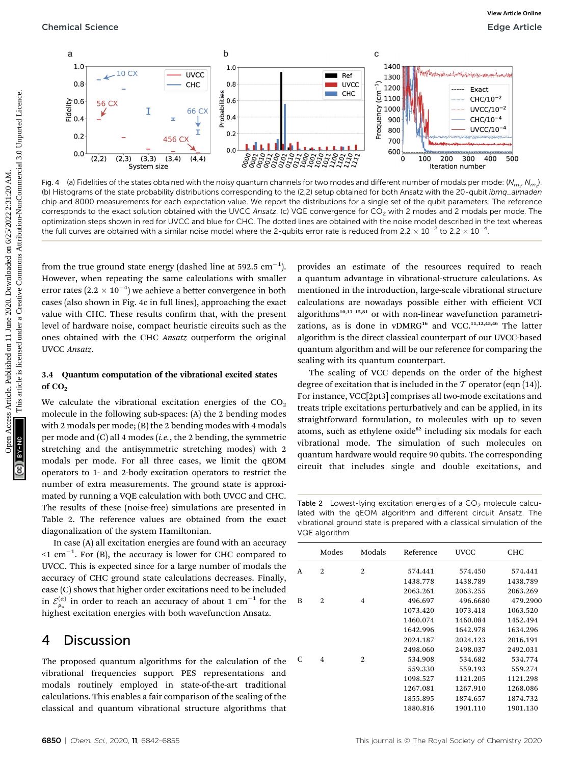Fig. 4 (a) Fidelities of the states obtained with the noisy quantum channels for two modes and different number of modals per mode: ($N_{m_1}$, $N_{m_2}$). (b) Histograms of the state probability distributions corresponding to the (2,2) setup obtained for both Ansatz with the 20-qubit *ibmq_almaden* chip and 8000 measurements for each expectation value. We report the distributions for a single set of the qubit parameters. The reference corresponds to the exact solution obtained with the UVCC *Ansatz*. (c) VQE convergence for $CO_2$ with 2 modes and 2 modals per mode. The optimization steps shown in red for UVCC and blue for CHC. The dotted lines are obtained with the noise model described in the text whereas the full curves are obtained with a similar noise model where the 2-qubits error rate is reduced from $2.2 \times 10^{-2}$ to $2.2 \times 10^{-4}$.

from the true ground state energy (dashed line at 592.5 cm$^{-1}$). However, when repeating the same calculations with smaller error rates ($2.2 \times 10^{-4}$) we achieve a better convergence in both cases (also shown in Fig. 4c in full lines), approaching the exact value with CHC. These results confirm that, with the present level of hardware noise, compact heuristic circuits such as the ones obtained with the CHC *Ansatz* outperform the original UVCC *Ansatz*.

### 3.4 Quantum computation of the vibrational excited states of $CO_2$

We calculate the vibrational excitation energies of the $CO_2$ molecule in the following sub-spaces: (A) the 2 bending modes with 2 modals per mode; (B) the 2 bending modes with 4 modals per mode and (C) all 4 modes (*i.e.*, the 2 bending, the symmetric stretching and the antisymmetric stretching modes) with 2 modals per mode. For all three cases, we limit the qEOM operators to 1- and 2-body excitation operators to restrict the number of extra measurements. The ground state is approximated by running a VQE calculation with both UVCC and CHC. The results of these (noise-free) simulations are presented in Table 2. The reference values are obtained from the exact diagonalization of the system Hamiltonian.

In case (A) all excitation energies are found with an accuracy <1 cm$^{-1}$. For (B), the accuracy is lower for CHC compared to UVCC. This is expected since for a large number of modals the accuracy of CHC ground state calculations decreases. Finally, case (C) shows that higher order excitations need to be included in $\mathcal{E}_{\mu_\alpha}^{(\alpha)}$ in order to reach an accuracy of about 1 cm$^{-1}$ for the highest excitation energies with both wavefunction Ansatz.

# 4 Discussion

The proposed quantum algorithms for the calculation of the vibrational frequencies support PES representations and modals routinely employed in state-of-the-art traditional calculations. This enables a fair comparison of the scaling of the classical and quantum vibrational structure algorithms that provides an estimate of the resources required to reach a quantum advantage in vibrational-structure calculations. As mentioned in the introduction, large-scale vibrational structure calculations are nowadays possible either with efficient VCI algorithms[10,13–15,81] or with non-linear wavefunction parametrizations, as is done in vDMRG[16] and VCC.[11,12,45,46] The latter algorithm is the direct classical counterpart of our UVCC-based quantum algorithm and will be our reference for comparing the scaling with its quantum counterpart.

The scaling of VCC depends on the order of the highest degree of excitation that is included in the $T$ operator (eqn (14)). For instance, VCC[2pt3] comprises all two-mode excitations and treats triple excitations perturbatively and can be applied, in its straightforward formulation, to molecules with up to seven atoms, such as ethylene oxide[82] including six modals for each vibrational mode. The simulation of such molecules on quantum hardware would require 90 qubits. The corresponding circuit that includes single and double excitations, and

Table 2 Lowest-lying excitation energies of a $CO_2$ molecule calculated with the qEOM algorithm and different circuit Ansatz. The vibrational ground state is prepared with a classical simulation of the VQE algorithm

| | Modes | Modals | Reference | UVCC | CHC |
|---|---|---|---|---|---|
| A | 2 | 2 | 574.441 | 574.450 | 574.441 |
| | | | 1438.778 | 1438.789 | 1438.789 |
| | | | 2063.261 | 2063.255 | 2063.269 |
| B | 2 | 4 | 496.697 | 496.6680 | 479.2900 |
| | | | 1073.420 | 1073.418 | 1063.520 |
| | | | 1460.074 | 1460.084 | 1452.494 |
| | | | 1642.996 | 1642.978 | 1634.296 |
| | | | 2024.187 | 2024.123 | 2016.191 |
| | | | 2498.060 | 2498.037 | 2492.031 |
| C | 4 | 2 | 534.908 | 534.682 | 534.774 |
| | | | 559.330 | 559.193 | 559.274 |
| | | | 1098.527 | 1121.205 | 1121.298 |
| | | | 1267.081 | 1267.910 | 1268.086 |
| | | | 1855.895 | 1874.657 | 1874.732 |
| | | | 1880.816 | 1901.110 | 1901.130 |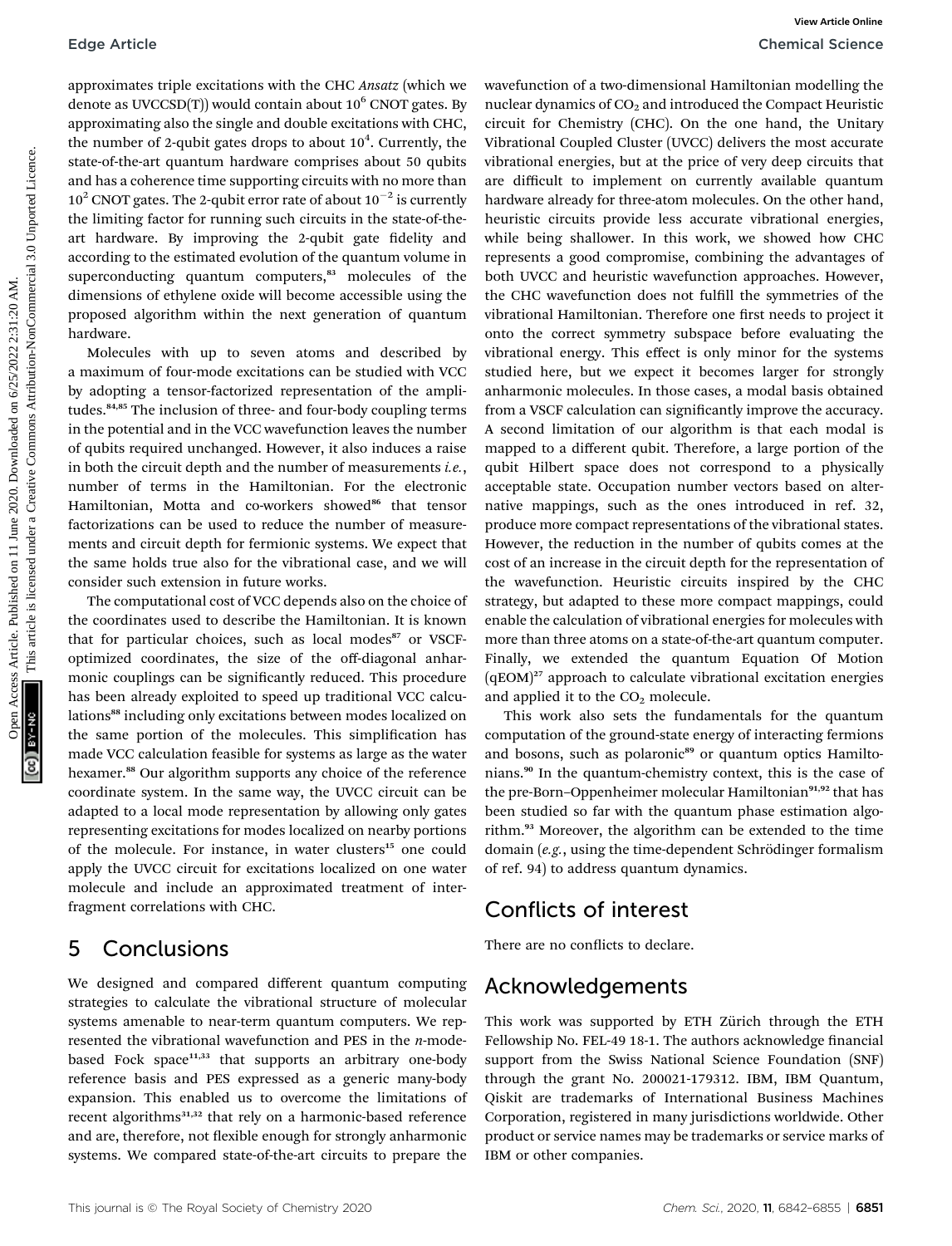approximates triple excitations with the CHC *Ansatz* (which we denote as UVCCSD(T)) would contain about $10^6$ CNOT gates. By approximating also the single and double excitations with CHC, the number of 2-qubit gates drops to about $10^4$. Currently, the state-of-the-art quantum hardware comprises about 50 qubits and has a coherence time supporting circuits with no more than $10^2$ CNOT gates. The 2-qubit error rate of about $10^{-2}$ is currently the limiting factor for running such circuits in the state-of-the-art hardware. By improving the 2-qubit gate fidelity and according to the estimated evolution of the quantum volume in superconducting quantum computers,[83] molecules of the dimensions of ethylene oxide will become accessible using the proposed algorithm within the next generation of quantum hardware.

Molecules with up to seven atoms and described by a maximum of four-mode excitations can be studied with VCC by adopting a tensor-factorized representation of the amplitudes.[84,85] The inclusion of three- and four-body coupling terms in the potential and in the VCC wavefunction leaves the number of qubits required unchanged. However, it also induces a raise in both the circuit depth and the number of measurements *i.e.*, number of terms in the Hamiltonian. For the electronic Hamiltonian, Motta and co-workers showed[86] that tensor factorizations can be used to reduce the number of measurements and circuit depth for fermionic systems. We expect that the same holds true also for the vibrational case, and we will consider such extension in future works.

The computational cost of VCC depends also on the choice of the coordinates used to describe the Hamiltonian. It is known that for particular choices, such as local modes[87] or VSCF-optimized coordinates, the size of the off-diagonal anharmonic couplings can be significantly reduced. This procedure has been already exploited to speed up traditional VCC calculations[88] including only excitations between modes localized on the same portion of the molecules. This simplification has made VCC calculation feasible for systems as large as the water hexamer.[88] Our algorithm supports any choice of the reference coordinate system. In the same way, the UVCC circuit can be adapted to a local mode representation by allowing only gates representing excitations for modes localized on nearby portions of the molecule. For instance, in water clusters[15] one could apply the UVCC circuit for excitations localized on one water molecule and include an approximated treatment of inter-fragment correlations with CHC.

## 5 Conclusions

We designed and compared different quantum computing strategies to calculate the vibrational structure of molecular systems amenable to near-term quantum computers. We represented the vibrational wavefunction and PES in the *n*-mode-based Fock space[11,33] that supports an arbitrary one-body reference basis and PES expressed as a generic many-body expansion. This enabled us to overcome the limitations of recent algorithms[31,32] that rely on a harmonic-based reference and are, therefore, not flexible enough for strongly anharmonic systems. We compared state-of-the-art circuits to prepare the wavefunction of a two-dimensional Hamiltonian modelling the nuclear dynamics of $CO_2$ and introduced the Compact Heuristic circuit for Chemistry (CHC). On the one hand, the Unitary Vibrational Coupled Cluster (UVCC) delivers the most accurate vibrational energies, but at the price of very deep circuits that are difficult to implement on currently available quantum hardware already for three-atom molecules. On the other hand, heuristic circuits provide less accurate vibrational energies, while being shallower. In this work, we showed how CHC represents a good compromise, combining the advantages of both UVCC and heuristic wavefunction approaches. However, the CHC wavefunction does not fulfill the symmetries of the vibrational Hamiltonian. Therefore one first needs to project it onto the correct symmetry subspace before evaluating the vibrational energy. This effect is only minor for the systems studied here, but we expect it becomes larger for strongly anharmonic molecules. In those cases, a modal basis obtained from a VSCF calculation can significantly improve the accuracy. A second limitation of our algorithm is that each modal is mapped to a different qubit. Therefore, a large portion of the qubit Hilbert space does not correspond to a physically acceptable state. Occupation number vectors based on alternative mappings, such as the ones introduced in ref. 32, produce more compact representations of the vibrational states. However, the reduction in the number of qubits comes at the cost of an increase in the circuit depth for the representation of the wavefunction. Heuristic circuits inspired by the CHC strategy, but adapted to these more compact mappings, could enable the calculation of vibrational energies for molecules with more than three atoms on a state-of-the-art quantum computer. Finally, we extended the quantum Equation Of Motion (qEOM)[27] approach to calculate vibrational excitation energies and applied it to the $CO_2$ molecule.

This work also sets the fundamentals for the quantum computation of the ground-state energy of interacting fermions and bosons, such as polaronic[89] or quantum optics Hamiltonians.[90] In the quantum-chemistry context, this is the case of the pre-Born–Oppenheimer molecular Hamiltonian[91,92] that has been studied so far with the quantum phase estimation algorithm.[93] Moreover, the algorithm can be extended to the time domain (*e.g.*, using the time-dependent Schrödinger formalism of ref. 94) to address quantum dynamics.

## Conflicts of interest

There are no conflicts to declare.

## Acknowledgements

This work was supported by ETH Zürich through the ETH Fellowship No. FEL-49 18-1. The authors acknowledge financial support from the Swiss National Science Foundation (SNF) through the grant No. 200021-179312. IBM, IBM Quantum, Qiskit are trademarks of International Business Machines Corporation, registered in many jurisdictions worldwide. Other product or service names may be trademarks or service marks of IBM or other companies.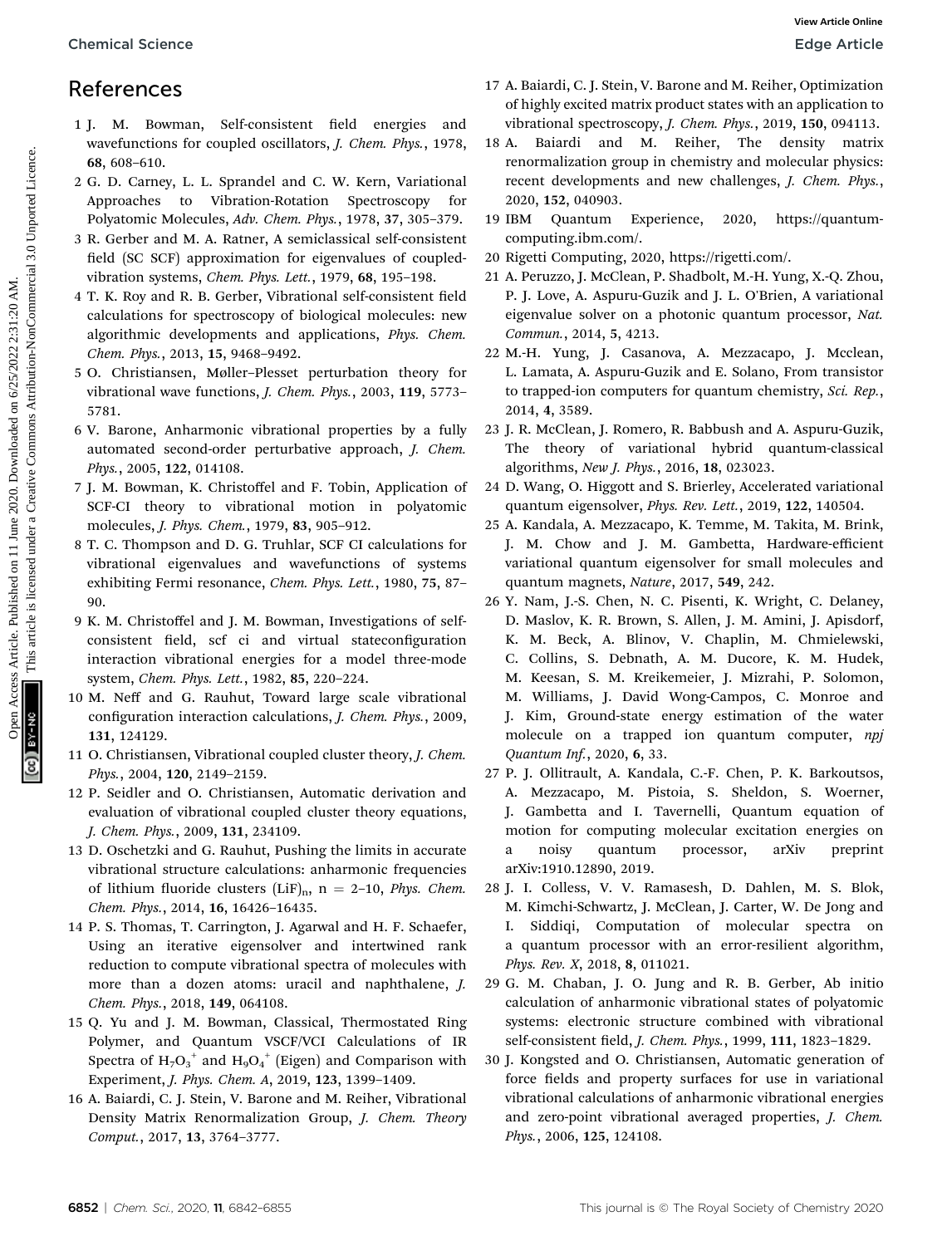## References

1 J. M. Bowman, Self-consistent field energies and wavefunctions for coupled oscillators, *J. Chem. Phys.*, 1978, **68**, 608–610.

2 G. D. Carney, L. L. Sprandel and C. W. Kern, Variational Approaches to Vibration-Rotation Spectroscopy for Polyatomic Molecules, *Adv. Chem. Phys.*, 1978, **37**, 305–379.

3 R. Gerber and M. A. Ratner, A semiclassical self-consistent field (SC SCF) approximation for eigenvalues of coupled-vibration systems, *Chem. Phys. Lett.*, 1979, **68**, 195–198.

4 T. K. Roy and R. B. Gerber, Vibrational self-consistent field calculations for spectroscopy of biological molecules: new algorithmic developments and applications, *Phys. Chem. Chem. Phys.*, 2013, **15**, 9468–9492.

5 O. Christiansen, Møller–Plesset perturbation theory for vibrational wave functions, *J. Chem. Phys.*, 2003, **119**, 5773–5781.

6 V. Barone, Anharmonic vibrational properties by a fully automated second-order perturbative approach, *J. Chem. Phys.*, 2005, **122**, 014108.

7 J. M. Bowman, K. Christoffel and F. Tobin, Application of SCF-CI theory to vibrational motion in polyatomic molecules, *J. Phys. Chem.*, 1979, **83**, 905–912.

8 T. C. Thompson and D. G. Truhlar, SCF CI calculations for vibrational eigenvalues and wavefunctions of systems exhibiting Fermi resonance, *Chem. Phys. Lett.*, 1980, **75**, 87–90.

9 K. M. Christoffel and J. M. Bowman, Investigations of self-consistent field, scf ci and virtual stateconfiguration interaction vibrational energies for a model three-mode system, *Chem. Phys. Lett.*, 1982, **85**, 220–224.

10 M. Neff and G. Rauhut, Toward large scale vibrational configuration interaction calculations, *J. Chem. Phys.*, 2009, **131**, 124129.

11 O. Christiansen, Vibrational coupled cluster theory, *J. Chem. Phys.*, 2004, **120**, 2149–2159.

12 P. Seidler and O. Christiansen, Automatic derivation and evaluation of vibrational coupled cluster theory equations, *J. Chem. Phys.*, 2009, **131**, 234109.

13 D. Oschetzki and G. Rauhut, Pushing the limits in accurate vibrational structure calculations: anharmonic frequencies of lithium fluoride clusters $(LiF)_n$, n = 2–10, *Phys. Chem. Chem. Phys.*, 2014, **16**, 16426–16435.

14 P. S. Thomas, T. Carrington, J. Agarwal and H. F. Schaefer, Using an iterative eigensolver and intertwined rank reduction to compute vibrational spectra of molecules with more than a dozen atoms: uracil and naphthalene, *J. Chem. Phys.*, 2018, **149**, 064108.

15 Q. Yu and J. M. Bowman, Classical, Thermostated Ring Polymer, and Quantum VSCF/VCI Calculations of IR Spectra of $H_7O_3^+$ and $H_9O_4^+$ (Eigen) and Comparison with Experiment, *J. Phys. Chem. A*, 2019, **123**, 1399–1409.

16 A. Baiardi, C. J. Stein, V. Barone and M. Reiher, Vibrational Density Matrix Renormalization Group, *J. Chem. Theory Comput.*, 2017, **13**, 3764–3777.

17 A. Baiardi, C. J. Stein, V. Barone and M. Reiher, Optimization of highly excited matrix product states with an application to vibrational spectroscopy, *J. Chem. Phys.*, 2019, **150**, 094113.

18 A. Baiardi and M. Reiher, The density matrix renormalization group in chemistry and molecular physics: recent developments and new challenges, *J. Chem. Phys.*, 2020, **152**, 040903.

19 IBM Quantum Experience, 2020, https://quantum-computing.ibm.com/.

20 Rigetti Computing, 2020, https://rigetti.com/.

21 A. Peruzzo, J. McClean, P. Shadbolt, M.-H. Yung, X.-Q. Zhou, P. J. Love, A. Aspuru-Guzik and J. L. O'Brien, A variational eigenvalue solver on a photonic quantum processor, *Nat. Commun.*, 2014, **5**, 4213.

22 M.-H. Yung, J. Casanova, A. Mezzacapo, J. Mcclean, L. Lamata, A. Aspuru-Guzik and E. Solano, From transistor to trapped-ion computers for quantum chemistry, *Sci. Rep.*, 2014, **4**, 3589.

23 J. R. McClean, J. Romero, R. Babbush and A. Aspuru-Guzik, The theory of variational hybrid quantum-classical algorithms, *New J. Phys.*, 2016, **18**, 023023.

24 D. Wang, O. Higgott and S. Brierley, Accelerated variational quantum eigensolver, *Phys. Rev. Lett.*, 2019, **122**, 140504.

25 A. Kandala, A. Mezzacapo, K. Temme, M. Takita, M. Brink, J. M. Chow and J. M. Gambetta, Hardware-efficient variational quantum eigensolver for small molecules and quantum magnets, *Nature*, 2017, **549**, 242.

26 Y. Nam, J.-S. Chen, N. C. Pisenti, K. Wright, C. Delaney, D. Maslov, K. R. Brown, S. Allen, J. M. Amini, J. Apisdorf, K. M. Beck, A. Blinov, V. Chaplin, M. Chmielewski, C. Collins, S. Debnath, A. M. Ducore, K. M. Hudek, M. Keesan, S. M. Kreikemeier, J. Mizrahi, P. Solomon, M. Williams, J. David Wong-Campos, C. Monroe and J. Kim, Ground-state energy estimation of the water molecule on a trapped ion quantum computer, *npj Quantum Inf.*, 2020, **6**, 33.

27 P. J. Ollitrault, A. Kandala, C.-F. Chen, P. K. Barkoutsos, A. Mezzacapo, M. Pistoia, S. Sheldon, S. Woerner, J. Gambetta and I. Tavernelli, Quantum equation of motion for computing molecular excitation energies on a noisy quantum processor, arXiv preprint arXiv:1910.12890, 2019.

28 J. I. Colless, V. V. Ramasesh, D. Dahlen, M. S. Blok, M. Kimchi-Schwartz, J. McClean, J. Carter, W. De Jong and I. Siddiqi, Computation of molecular spectra on a quantum processor with an error-resilient algorithm, *Phys. Rev. X*, 2018, **8**, 011021.

29 G. M. Chaban, J. O. Jung and R. B. Gerber, Ab initio calculation of anharmonic vibrational states of polyatomic systems: electronic structure combined with vibrational self-consistent field, *J. Chem. Phys.*, 1999, **111**, 1823–1829.

30 J. Kongsted and O. Christiansen, Automatic generation of force fields and property surfaces for use in variational vibrational calculations of anharmonic vibrational energies and zero-point vibrational averaged properties, *J. Chem. Phys.*, 2006, **125**, 124108.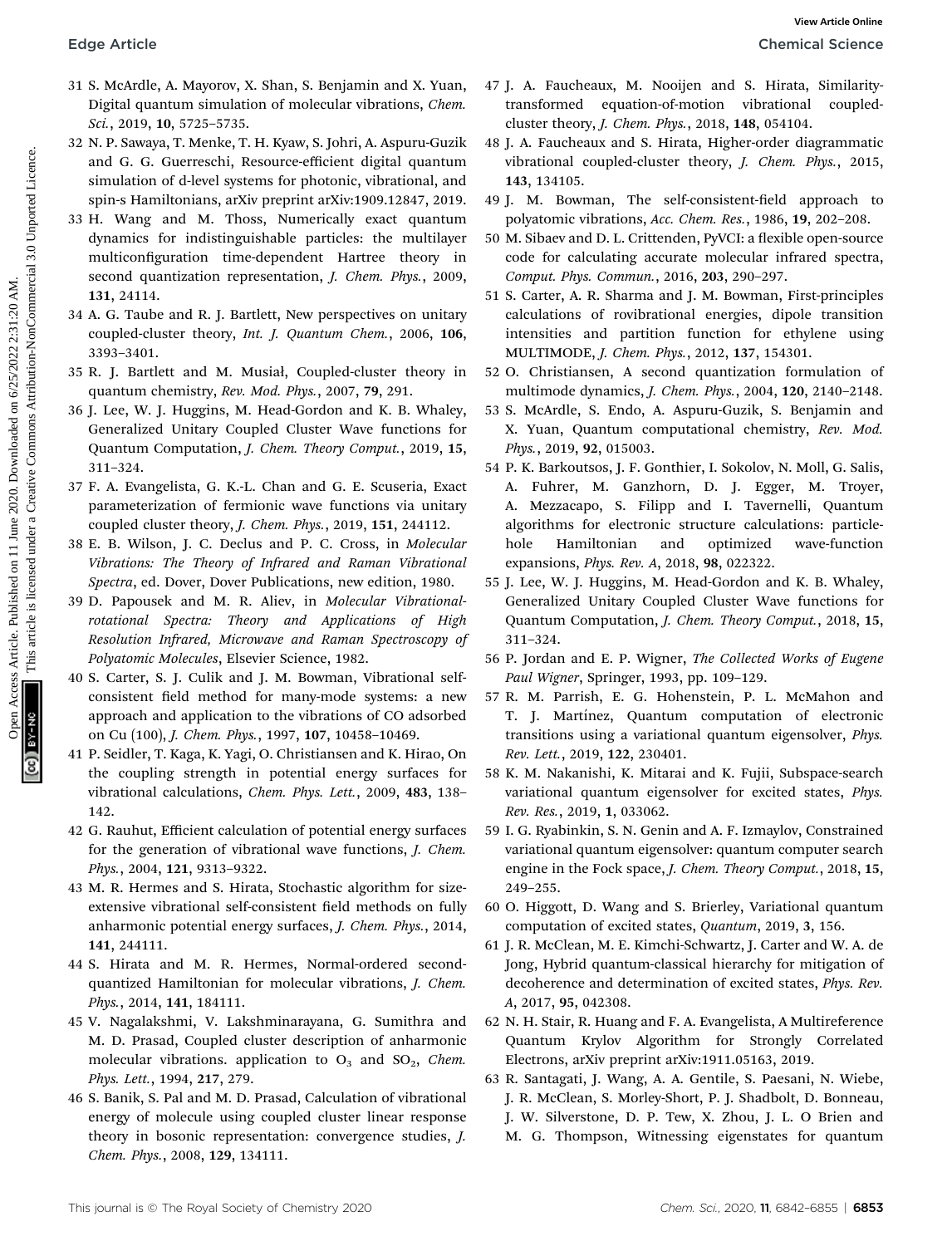31 S. McArdle, A. Mayorov, X. Shan, S. Benjamin and X. Yuan, Digital quantum simulation of molecular vibrations, *Chem. Sci.*, 2019, **10**, 5725–5735.

32 N. P. Sawaya, T. Menke, T. H. Kyaw, S. Johri, A. Aspuru-Guzik and G. G. Guerreschi, Resource-efficient digital quantum simulation of d-level systems for photonic, vibrational, and spin-s Hamiltonians, arXiv preprint arXiv:1909.12847, 2019.

33 H. Wang and M. Thoss, Numerically exact quantum dynamics for indistinguishable particles: the multilayer multiconfiguration time-dependent Hartree theory in second quantization representation, *J. Chem. Phys.*, 2009, **131**, 24114.

34 A. G. Taube and R. J. Bartlett, New perspectives on unitary coupled-cluster theory, *Int. J. Quantum Chem.*, 2006, **106**, 3393–3401.

35 R. J. Bartlett and M. Musiał, Coupled-cluster theory in quantum chemistry, *Rev. Mod. Phys.*, 2007, **79**, 291.

36 J. Lee, W. J. Huggins, M. Head-Gordon and K. B. Whaley, Generalized Unitary Coupled Cluster Wave functions for Quantum Computation, *J. Chem. Theory Comput.*, 2019, **15**, 311–324.

37 F. A. Evangelista, G. K.-L. Chan and G. E. Scuseria, Exact parameterization of fermionic wave functions via unitary coupled cluster theory, *J. Chem. Phys.*, 2019, **151**, 244112.

38 E. B. Wilson, J. C. Declus and P. C. Cross, in *Molecular Vibrations: The Theory of Infrared and Raman Vibrational Spectra*, ed. Dover, Dover Publications, new edition, 1980.

39 D. Papousek and M. R. Aliev, in *Molecular Vibrational-rotational Spectra: Theory and Applications of High Resolution Infrared, Microwave and Raman Spectroscopy of Polyatomic Molecules*, Elsevier Science, 1982.

40 S. Carter, S. J. Culik and J. M. Bowman, Vibrational self-consistent field method for many-mode systems: a new approach and application to the vibrations of CO adsorbed on Cu (100), *J. Chem. Phys.*, 1997, **107**, 10458–10469.

41 P. Seidler, T. Kaga, K. Yagi, O. Christiansen and K. Hirao, On the coupling strength in potential energy surfaces for vibrational calculations, *Chem. Phys. Lett.*, 2009, **483**, 138–142.

42 G. Rauhut, Efficient calculation of potential energy surfaces for the generation of vibrational wave functions, *J. Chem. Phys.*, 2004, **121**, 9313–9322.

43 M. R. Hermes and S. Hirata, Stochastic algorithm for size-extensive vibrational self-consistent field methods on fully anharmonic potential energy surfaces, *J. Chem. Phys.*, 2014, **141**, 244111.

44 S. Hirata and M. R. Hermes, Normal-ordered second-quantized Hamiltonian for molecular vibrations, *J. Chem. Phys.*, 2014, **141**, 184111.

45 V. Nagalakshmi, V. Lakshminarayana, G. Sumithra and M. D. Prasad, Coupled cluster description of anharmonic molecular vibrations. application to $O_3$ and $SO_2$, *Chem. Phys. Lett.*, 1994, **217**, 279.

46 S. Banik, S. Pal and M. D. Prasad, Calculation of vibrational energy of molecule using coupled cluster linear response theory in bosonic representation: convergence studies, *J. Chem. Phys.*, 2008, **129**, 134111.

47 J. A. Faucheaux, M. Nooijen and S. Hirata, Similarity-transformed equation-of-motion vibrational coupled-cluster theory, *J. Chem. Phys.*, 2018, **148**, 054104.

48 J. A. Faucheaux and S. Hirata, Higher-order diagrammatic vibrational coupled-cluster theory, *J. Chem. Phys.*, 2015, **143**, 134105.

49 J. M. Bowman, The self-consistent-field approach to polyatomic vibrations, *Acc. Chem. Res.*, 1986, **19**, 202–208.

50 M. Sibaev and D. L. Crittenden, PyVCI: a flexible open-source code for calculating accurate molecular infrared spectra, *Comput. Phys. Commun.*, 2016, **203**, 290–297.

51 S. Carter, A. R. Sharma and J. M. Bowman, First-principles calculations of rovibrational energies, dipole transition intensities and partition function for ethylene using MULTIMODE, *J. Chem. Phys.*, 2012, **137**, 154301.

52 O. Christiansen, A second quantization formulation of multimode dynamics, *J. Chem. Phys.*, 2004, **120**, 2140–2148.

53 S. McArdle, S. Endo, A. Aspuru-Guzik, S. Benjamin and X. Yuan, Quantum computational chemistry, *Rev. Mod. Phys.*, 2019, **92**, 015003.

54 P. K. Barkoutsos, J. F. Gonthier, I. Sokolov, N. Moll, G. Salis, A. Fuhrer, M. Ganzhorn, D. J. Egger, M. Troyer, A. Mezzacapo, S. Filipp and I. Tavernelli, Quantum algorithms for electronic structure calculations: particle-hole Hamiltonian and optimized wave-function expansions, *Phys. Rev. A*, 2018, **98**, 022322.

55 J. Lee, W. J. Huggins, M. Head-Gordon and K. B. Whaley, Generalized Unitary Coupled Cluster Wave functions for Quantum Computation, *J. Chem. Theory Comput.*, 2018, **15**, 311–324.

56 P. Jordan and E. P. Wigner, *The Collected Works of Eugene Paul Wigner*, Springer, 1993, pp. 109–129.

57 R. M. Parrish, E. G. Hohenstein, P. L. McMahon and T. J. Martínez, Quantum computation of electronic transitions using a variational quantum eigensolver, *Phys. Rev. Lett.*, 2019, **122**, 230401.

58 K. M. Nakanishi, K. Mitarai and K. Fujii, Subspace-search variational quantum eigensolver for excited states, *Phys. Rev. Res.*, 2019, **1**, 033062.

59 I. G. Ryabinkin, S. N. Genin and A. F. Izmaylov, Constrained variational quantum eigensolver: quantum computer search engine in the Fock space, *J. Chem. Theory Comput.*, 2018, **15**, 249–255.

60 O. Higgott, D. Wang and S. Brierley, Variational quantum computation of excited states, *Quantum*, 2019, **3**, 156.

61 J. R. McClean, M. E. Kimchi-Schwartz, J. Carter and W. A. de Jong, Hybrid quantum-classical hierarchy for mitigation of decoherence and determination of excited states, *Phys. Rev. A*, 2017, **95**, 042308.

62 N. H. Stair, R. Huang and F. A. Evangelista, A Multireference Quantum Krylov Algorithm for Strongly Correlated Electrons, arXiv preprint arXiv:1911.05163, 2019.

63 R. Santagati, J. Wang, A. A. Gentile, S. Paesani, N. Wiebe, J. R. McClean, S. Morley-Short, P. J. Shadbolt, D. Bonneau, J. W. Silverstone, D. P. Tew, X. Zhou, J. L. O Brien and M. G. Thompson, Witnessing eigenstates for quantum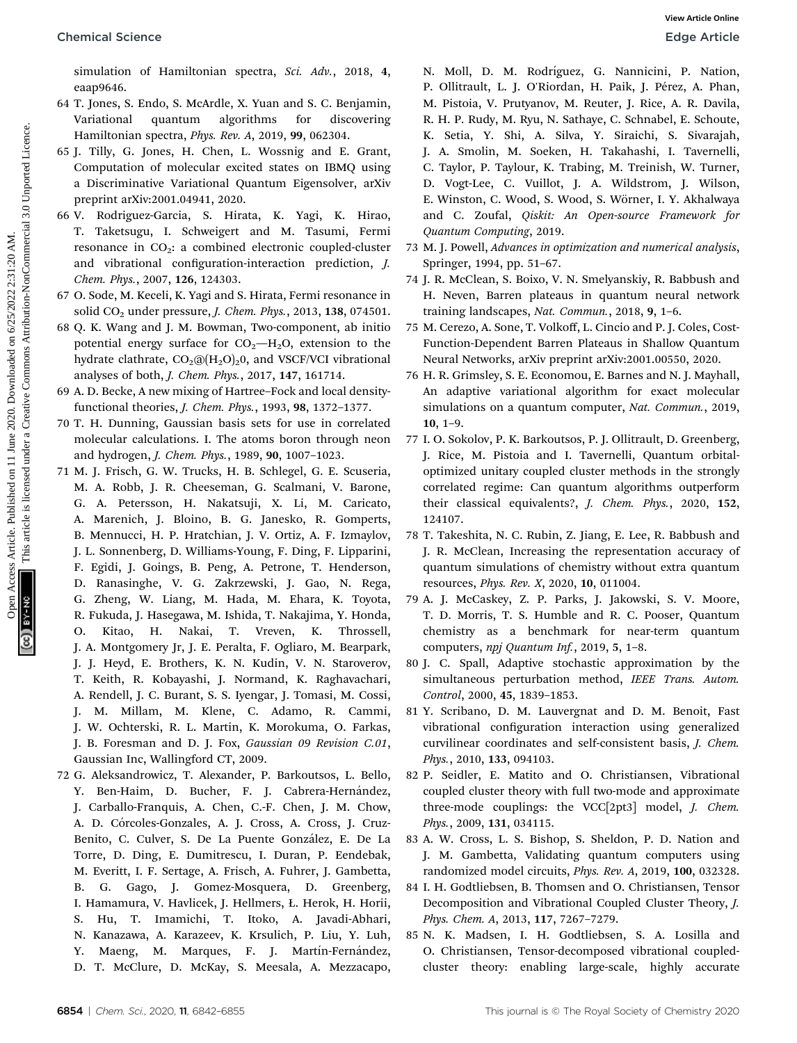simulation of Hamiltonian spectra, *Sci. Adv.*, 2018, **4**, eaap9646.

64 T. Jones, S. Endo, S. McArdle, X. Yuan and S. C. Benjamin, Variational quantum algorithms for discovering Hamiltonian spectra, *Phys. Rev. A*, 2019, **99**, 062304.

65 J. Tilly, G. Jones, H. Chen, L. Wossnig and E. Grant, Computation of molecular excited states on IBMQ using a Discriminative Variational Quantum Eigensolver, arXiv preprint arXiv:2001.04941, 2020.

66 V. Rodriguez-Garcia, S. Hirata, K. Yagi, K. Hirao, T. Taketsugu, I. Schweigert and M. Tasumi, Fermi resonance in $CO_2$: a combined electronic coupled-cluster and vibrational configuration-interaction prediction, *J. Chem. Phys.*, 2007, **126**, 124303.

67 O. Sode, M. Keceli, K. Yagi and S. Hirata, Fermi resonance in solid $CO_2$ under pressure, *J. Chem. Phys.*, 2013, **138**, 074501.

68 Q. K. Wang and J. M. Bowman, Two-component, ab initio potential energy surface for $CO_2$—$H_2O$, extension to the hydrate clathrate, $CO_2$@$(H_2O)_20$, and VSCF/VCI vibrational analyses of both, *J. Chem. Phys.*, 2017, **147**, 161714.

69 A. D. Becke, A new mixing of Hartree–Fock and local density-functional theories, *J. Chem. Phys.*, 1993, **98**, 1372–1377.

70 T. H. Dunning, Gaussian basis sets for use in correlated molecular calculations. I. The atoms boron through neon and hydrogen, *J. Chem. Phys.*, 1989, **90**, 1007–1023.

71 M. J. Frisch, G. W. Trucks, H. B. Schlegel, G. E. Scuseria, M. A. Robb, J. R. Cheeseman, G. Scalmani, V. Barone, G. A. Petersson, H. Nakatsuji, X. Li, M. Caricato, A. Marenich, J. Bloino, B. G. Janesko, R. Gomperts, B. Mennucci, H. P. Hratchian, J. V. Ortiz, A. F. Izmaylov, J. L. Sonnenberg, D. Williams-Young, F. Ding, F. Lipparini, F. Egidi, J. Goings, B. Peng, A. Petrone, T. Henderson, D. Ranasinghe, V. G. Zakrzewski, J. Gao, N. Rega, G. Zheng, W. Liang, M. Hada, M. Ehara, K. Toyota, R. Fukuda, J. Hasegawa, M. Ishida, T. Nakajima, Y. Honda, O. Kitao, H. Nakai, T. Vreven, K. Throssell, J. A. Montgomery Jr, J. E. Peralta, F. Ogliaro, M. Bearpark, J. J. Heyd, E. Brothers, K. N. Kudin, V. N. Staroverov, T. Keith, R. Kobayashi, J. Normand, K. Raghavachari, A. Rendell, J. C. Burant, S. S. Iyengar, J. Tomasi, M. Cossi, J. M. Millam, M. Klene, C. Adamo, R. Cammi, J. W. Ochterski, R. L. Martin, K. Morokuma, O. Farkas, J. B. Foresman and D. J. Fox, *Gaussian 09 Revision C.01*, Gaussian Inc, Wallingford CT, 2009.

72 G. Aleksandrowicz, T. Alexander, P. Barkoutsos, L. Bello, Y. Ben-Haim, D. Bucher, F. J. Cabrera-Hernández, J. Carballo-Franquis, A. Chen, C.-F. Chen, J. M. Chow, A. D. Córcoles-Gonzales, A. J. Cross, A. Cross, J. Cruz-Benito, C. Culver, S. De La Puente González, E. De La Torre, D. Ding, E. Dumitrescu, I. Duran, P. Eendebak, M. Everitt, I. F. Sertage, A. Frisch, A. Fuhrer, J. Gambetta, B. G. Gago, J. Gomez-Mosquera, D. Greenberg, I. Hamamura, V. Havlicek, J. Hellmers, Ł. Herok, H. Horii, S. Hu, T. Imamichi, T. Itoko, A. Javadi-Abhari, N. Kanazawa, A. Karazeev, K. Krsulich, P. Liu, Y. Luh, Y. Maeng, M. Marques, F. J. Martín-Fernández, D. T. McClure, D. McKay, S. Meesala, A. Mezzacapo, N. Moll, D. M. Rodríguez, G. Nannicini, P. Nation, P. Ollitrault, L. J. O'Riordan, H. Paik, J. Pérez, A. Phan, M. Pistoia, V. Prutyanov, M. Reuter, J. Rice, A. R. Davila, R. H. P. Rudy, M. Ryu, N. Sathaye, C. Schnabel, E. Schoute, K. Setia, Y. Shi, A. Silva, Y. Siraichi, S. Sivarajah, J. A. Smolin, M. Soeken, H. Takahashi, I. Tavernelli, C. Taylor, P. Taylour, K. Trabing, M. Treinish, W. Turner, D. Vogt-Lee, C. Vuillot, J. A. Wildstrom, J. Wilson, E. Winston, C. Wood, S. Wood, S. Wörner, I. Y. Akhalwaya and C. Zoufal, *Qiskit: An Open-source Framework for Quantum Computing*, 2019.

73 M. J. Powell, *Advances in optimization and numerical analysis*, Springer, 1994, pp. 51–67.

74 J. R. McClean, S. Boixo, V. N. Smelyanskiy, R. Babbush and H. Neven, Barren plateaus in quantum neural network training landscapes, *Nat. Commun.*, 2018, **9**, 1–6.

75 M. Cerezo, A. Sone, T. Volkoff, L. Cincio and P. J. Coles, Cost-Function-Dependent Barren Plateaus in Shallow Quantum Neural Networks, arXiv preprint arXiv:2001.00550, 2020.

76 H. R. Grimsley, S. E. Economou, E. Barnes and N. J. Mayhall, An adaptive variational algorithm for exact molecular simulations on a quantum computer, *Nat. Commun.*, 2019, **10**, 1–9.

77 I. O. Sokolov, P. K. Barkoutsos, P. J. Ollitrault, D. Greenberg, J. Rice, M. Pistoia and I. Tavernelli, Quantum orbital-optimized unitary coupled cluster methods in the strongly correlated regime: Can quantum algorithms outperform their classical equivalents?, *J. Chem. Phys.*, 2020, **152**, 124107.

78 T. Takeshita, N. C. Rubin, Z. Jiang, E. Lee, R. Babbush and J. R. McClean, Increasing the representation accuracy of quantum simulations of chemistry without extra quantum resources, *Phys. Rev. X*, 2020, **10**, 011004.

79 A. J. McCaskey, Z. P. Parks, J. Jakowski, S. V. Moore, T. D. Morris, T. S. Humble and R. C. Pooser, Quantum chemistry as a benchmark for near-term quantum computers, *npj Quantum Inf.*, 2019, **5**, 1–8.

80 J. C. Spall, Adaptive stochastic approximation by the simultaneous perturbation method, *IEEE Trans. Autom. Control*, 2000, **45**, 1839–1853.

81 Y. Scribano, D. M. Lauvergnat and D. M. Benoit, Fast vibrational configuration interaction using generalized curvilinear coordinates and self-consistent basis, *J. Chem. Phys.*, 2010, **133**, 094103.

82 P. Seidler, E. Matito and O. Christiansen, Vibrational coupled cluster theory with full two-mode and approximate three-mode couplings: the VCC[2pt3] model, *J. Chem. Phys.*, 2009, **131**, 034115.

83 A. W. Cross, L. S. Bishop, S. Sheldon, P. D. Nation and J. M. Gambetta, Validating quantum computers using randomized model circuits, *Phys. Rev. A*, 2019, **100**, 032328.

84 I. H. Godtliebsen, B. Thomsen and O. Christiansen, Tensor Decomposition and Vibrational Coupled Cluster Theory, *J. Phys. Chem. A*, 2013, **117**, 7267–7279.

85 N. K. Madsen, I. H. Godtliebsen, S. A. Losilla and O. Christiansen, Tensor-decomposed vibrational coupled-cluster theory: enabling large-scale, highly accurate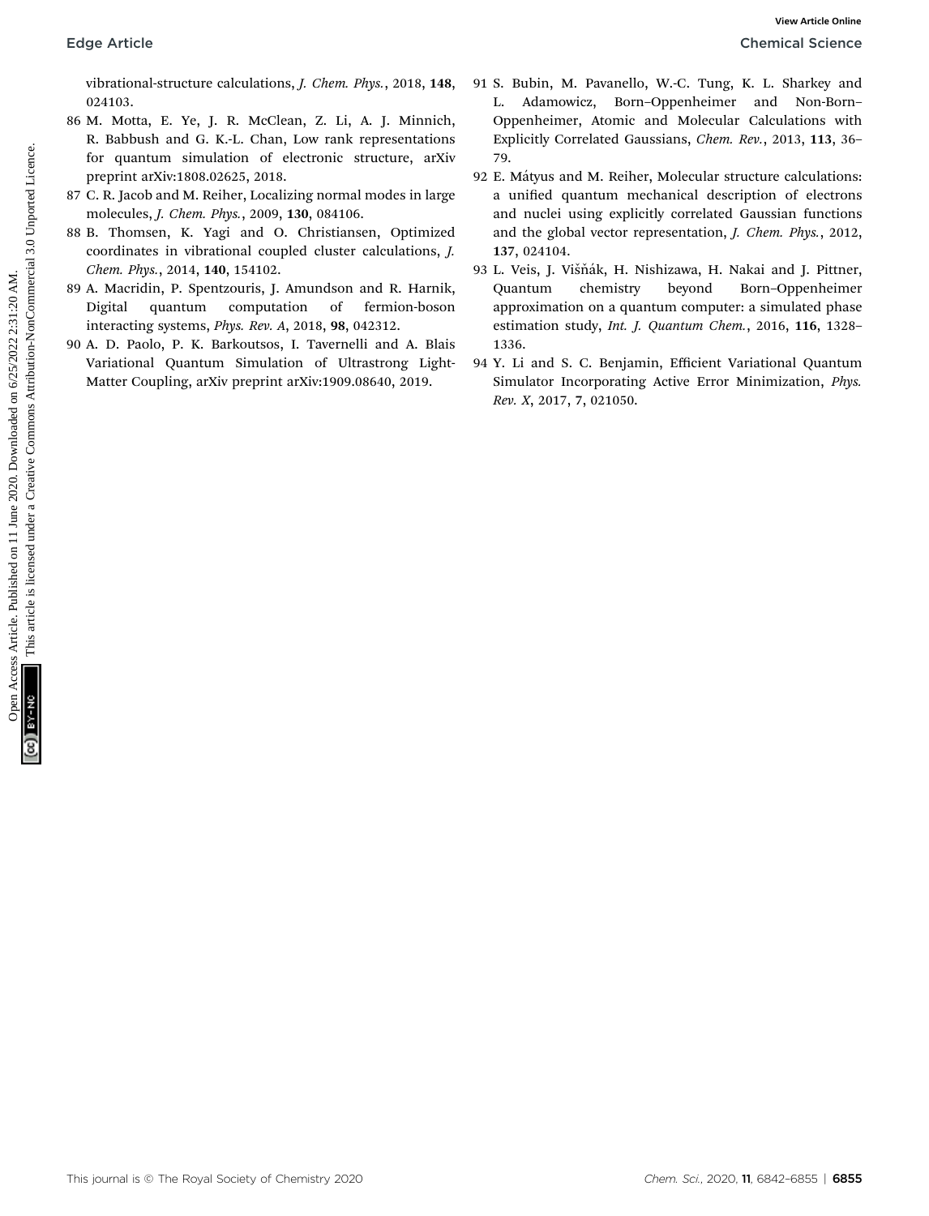vibrational-structure calculations, *J. Chem. Phys.*, 2018, **148**, 024103.

86 M. Motta, E. Ye, J. R. McClean, Z. Li, A. J. Minnich, R. Babbush and G. K.-L. Chan, Low rank representations for quantum simulation of electronic structure, arXiv preprint arXiv:1808.02625, 2018.

87 C. R. Jacob and M. Reiher, Localizing normal modes in large molecules, *J. Chem. Phys.*, 2009, **130**, 084106.

88 B. Thomsen, K. Yagi and O. Christiansen, Optimized coordinates in vibrational coupled cluster calculations, *J. Chem. Phys.*, 2014, **140**, 154102.

89 A. Macridin, P. Spentzouris, J. Amundson and R. Harnik, Digital quantum computation of fermion-boson interacting systems, *Phys. Rev. A*, 2018, **98**, 042312.

90 A. D. Paolo, P. K. Barkoutsos, I. Tavernelli and A. Blais Variational Quantum Simulation of Ultrastrong Light-Matter Coupling, arXiv preprint arXiv:1909.08640, 2019.

91 S. Bubin, M. Pavanello, W.-C. Tung, K. L. Sharkey and L. Adamowicz, Born–Oppenheimer and Non-Born–Oppenheimer, Atomic and Molecular Calculations with Explicitly Correlated Gaussians, *Chem. Rev.*, 2013, **113**, 36–79.

92 E. Mátyus and M. Reiher, Molecular structure calculations: a unified quantum mechanical description of electrons and nuclei using explicitly correlated Gaussian functions and the global vector representation, *J. Chem. Phys.*, 2012, **137**, 024104.

93 L. Veis, J. Višňák, H. Nishizawa, H. Nakai and J. Pittner, Quantum chemistry beyond Born–Oppenheimer approximation on a quantum computer: a simulated phase estimation study, *Int. J. Quantum Chem.*, 2016, **116**, 1328–1336.

94 Y. Li and S. C. Benjamin, Efficient Variational Quantum Simulator Incorporating Active Error Minimization, *Phys. Rev. X*, 2017, **7**, 021050.